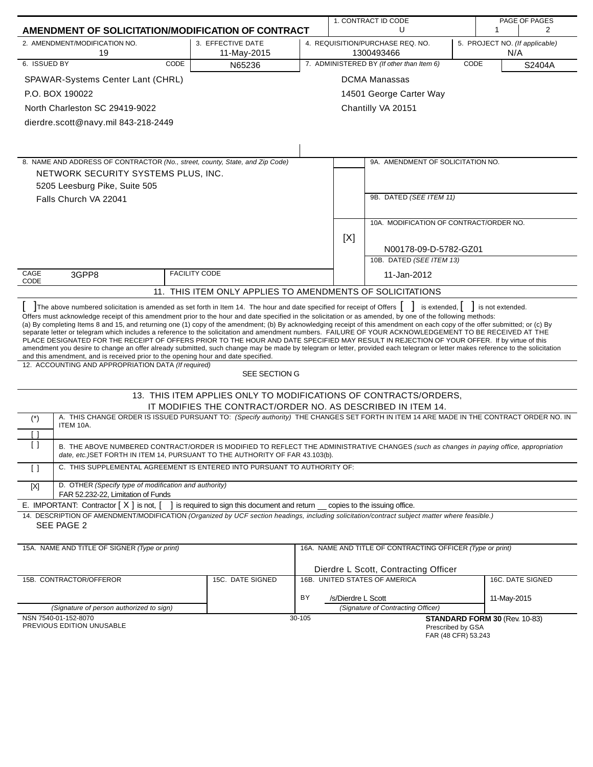# AMENDMENT OF SOLICITATION/MODIFICATION OF CONTRACT

| 1. CONTRACT ID CODE | PAGE OF PAGES |
|---|---|
| U | 1 / 2 |

| 2. AMENDMENT/MODIFICATION NO. | 3. EFFECTIVE DATE | 4. REQUISITION/PURCHASE REQ. NO. | 5. PROJECT NO. *(If applicable)* |
|---|---|---|---|
| 19 | 11-May-2015 | 1300493466 | N/A |

| 6. ISSUED BY | CODE N65236 | 7. ADMINISTERED BY *(If other than Item 6)* | CODE S2404A |
|---|---|---|---|
| SPAWAR-Systems Center Lant (CHRL)<br>P.O. BOX 190022<br>North Charleston SC 29419-9022<br>dierdre.scott@navy.mil 843-218-2449 | | DCMA Manassas<br>14501 George Carter Way<br>Chantilly VA 20151 | |

8. NAME AND ADDRESS OF CONTRACTOR *(No., street, county, State, and Zip Code)*

NETWORK SECURITY SYSTEMS PLUS, INC.
5205 Leesburg Pike, Suite 505
Falls Church VA 22041

CAGE CODE: 3GPP8 | FACILITY CODE:

9A. AMENDMENT OF SOLICITATION NO.

9B. DATED *(SEE ITEM 11)*

[X] 10A. MODIFICATION OF CONTRACT/ORDER NO.
N00178-09-D-5782-GZ01

10B. DATED *(SEE ITEM 13)*
11-Jan-2012

## 11. THIS ITEM ONLY APPLIES TO AMENDMENTS OF SOLICITATIONS

[ ] The above numbered solicitation is amended as set forth in Item 14. The hour and date specified for receipt of Offers [ ] is extended, [ ] is not extended.
Offers must acknowledge receipt of this amendment prior to the hour and date specified in the solicitation or as amended, by one of the following methods:
(a) By completing Items 8 and 15, and returning one (1) copy of the amendment; (b) By acknowledging receipt of this amendment on each copy of the offer submitted; or (c) By separate letter or telegram which includes a reference to the solicitation and amendment numbers. FAILURE OF YOUR ACKNOWLEDGEMENT TO BE RECEIVED AT THE PLACE DESIGNATED FOR THE RECEIPT OF OFFERS PRIOR TO THE HOUR AND DATE SPECIFIED MAY RESULT IN REJECTION OF YOUR OFFER. If by virtue of this amendment you desire to change an offer already submitted, such change may be made by telegram or letter, provided each telegram or letter makes reference to the solicitation and this amendment, and is received prior to the opening hour and date specified.

12. ACCOUNTING AND APPROPRIATION DATA *(If required)*
SEE SECTION G

## 13. THIS ITEM APPLIES ONLY TO MODIFICATIONS OF CONTRACTS/ORDERS, IT MODIFIES THE CONTRACT/ORDER NO. AS DESCRIBED IN ITEM 14.

| | |
|---|---|
| (*) [ ] | A. THIS CHANGE ORDER IS ISSUED PURSUANT TO: *(Specify authority)* THE CHANGES SET FORTH IN ITEM 14 ARE MADE IN THE CONTRACT ORDER NO. IN ITEM 10A. |
| [ ] | B. THE ABOVE NUMBERED CONTRACT/ORDER IS MODIFIED TO REFLECT THE ADMINISTRATIVE CHANGES *(such as changes in paying office, appropriation date, etc.)* SET FORTH IN ITEM 14, PURSUANT TO THE AUTHORITY OF FAR 43.103(b). |
| [ ] | C. THIS SUPPLEMENTAL AGREEMENT IS ENTERED INTO PURSUANT TO AUTHORITY OF: |
| [X] | D. OTHER *(Specify type of modification and authority)*<br>FAR 52.232-22, Limitation of Funds |

E. IMPORTANT: Contractor [ X ] is not, [ ] is required to sign this document and return __ copies to the issuing office.

14. DESCRIPTION OF AMENDMENT/MODIFICATION *(Organized by UCF section headings, including solicitation/contract subject matter where feasible.)*
SEE PAGE 2

| 15A. NAME AND TITLE OF SIGNER *(Type or print)* | | 16A. NAME AND TITLE OF CONTRACTING OFFICER *(Type or print)* | |
|---|---|---|---|
| | | Dierdre L Scott, Contracting Officer | |
| 15B. CONTRACTOR/OFFEROR | 15C. DATE SIGNED | 16B. UNITED STATES OF AMERICA | 16C. DATE SIGNED |
| | | BY /s/Dierdre L Scott | 11-May-2015 |
| *(Signature of person authorized to sign)* | | *(Signature of Contracting Officer)* | |

NSN 7540-01-152-8070
PREVIOUS EDITION UNUSABLE
30-105
**STANDARD FORM 30** (Rev. 10-83)
Prescribed by GSA
FAR (48 CFR) 53.243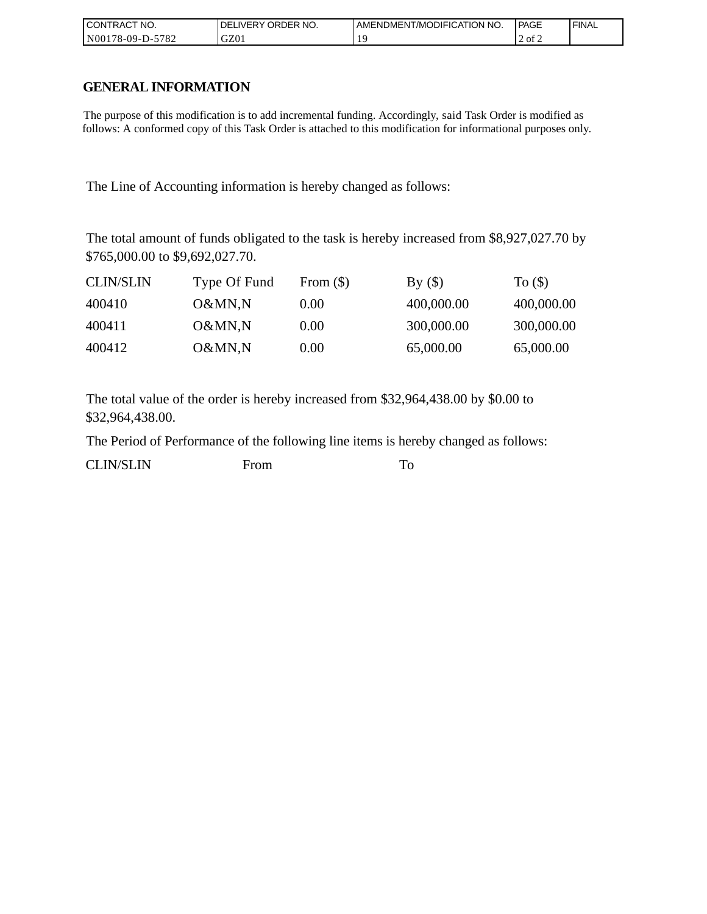| CONTRACT NO. | DELIVERY ORDER NO. | AMENDMENT/MODIFICATION NO. | PAGE | FINAL |
| --- | --- | --- | --- | --- |
| N00178-09-D-5782 | GZ01 | 19 | 2 of 2 | |

## GENERAL INFORMATION

The purpose of this modification is to add incremental funding. Accordingly, said Task Order is modified as follows: A conformed copy of this Task Order is attached to this modification for informational purposes only.

The Line of Accounting information is hereby changed as follows:

The total amount of funds obligated to the task is hereby increased from $8,927,027.70 by $765,000.00 to $9,692,027.70.

| CLIN/SLIN | Type Of Fund | From ($) | By ($) | To ($) |
| --- | --- | --- | --- | --- |
| 400410 | O&MN,N | 0.00 | 400,000.00 | 400,000.00 |
| 400411 | O&MN,N | 0.00 | 300,000.00 | 300,000.00 |
| 400412 | O&MN,N | 0.00 | 65,000.00 | 65,000.00 |

The total value of the order is hereby increased from $32,964,438.00 by $0.00 to $32,964,438.00.

The Period of Performance of the following line items is hereby changed as follows:

| CLIN/SLIN | From | To |
| --- | --- | --- |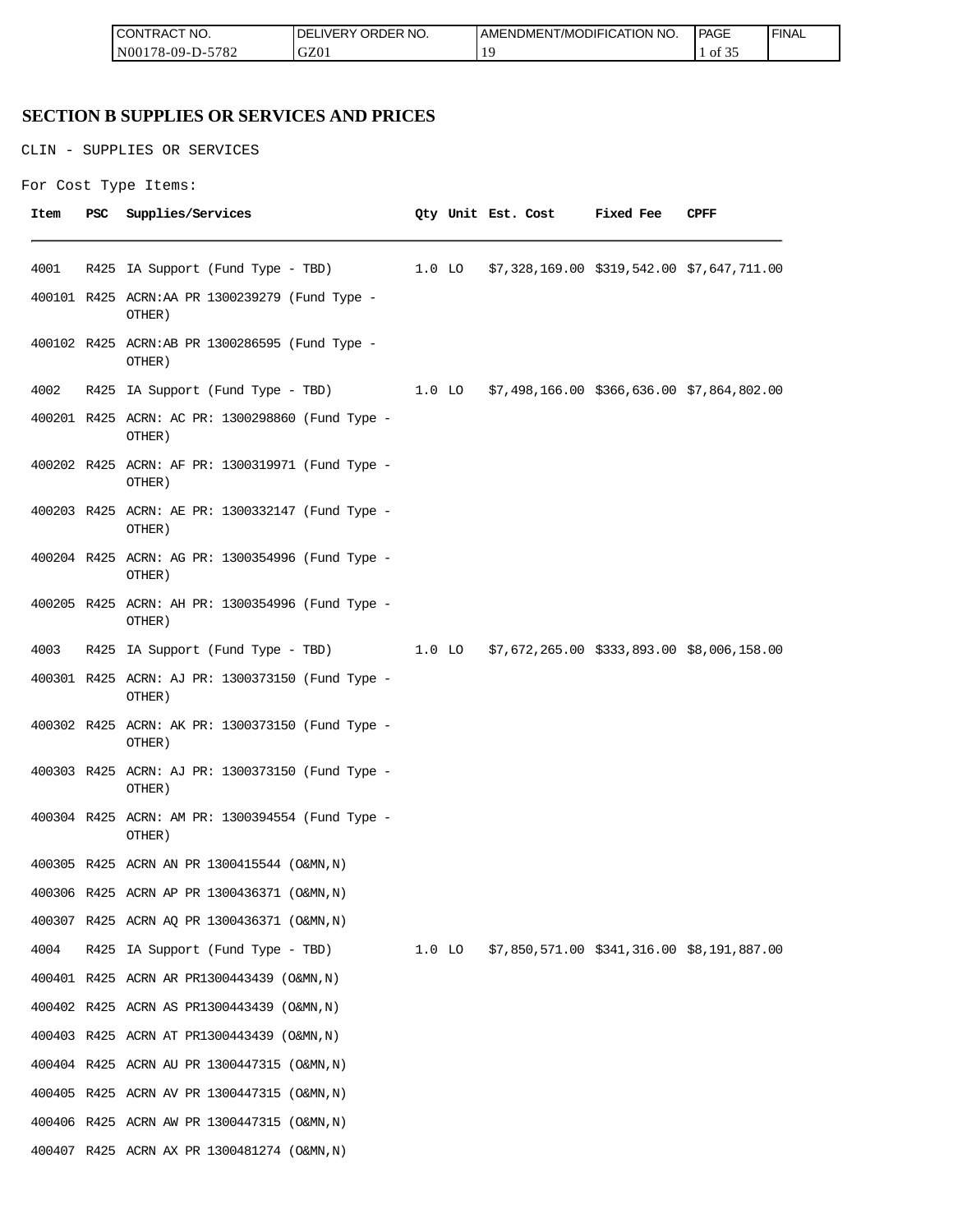## SECTION B SUPPLIES OR SERVICES AND PRICES

CLIN - SUPPLIES OR SERVICES

For Cost Type Items:

| Item | PSC | Supplies/Services | Qty | Unit | Est. Cost | Fixed Fee | CPFF |
|---|---|---|---|---|---|---|---|
| 4001 | R425 | IA Support (Fund Type - TBD) | 1.0 | LO | $7,328,169.00 | $319,542.00 | $7,647,711.00 |
| 400101 | R425 | ACRN:AA PR 1300239279 (Fund Type - OTHER) | | | | | |
| 400102 | R425 | ACRN:AB PR 1300286595 (Fund Type - OTHER) | | | | | |
| 4002 | R425 | IA Support (Fund Type - TBD) | 1.0 | LO | $7,498,166.00 | $366,636.00 | $7,864,802.00 |
| 400201 | R425 | ACRN: AC PR: 1300298860 (Fund Type - OTHER) | | | | | |
| 400202 | R425 | ACRN: AF PR: 1300319971 (Fund Type - OTHER) | | | | | |
| 400203 | R425 | ACRN: AE PR: 1300332147 (Fund Type - OTHER) | | | | | |
| 400204 | R425 | ACRN: AG PR: 1300354996 (Fund Type - OTHER) | | | | | |
| 400205 | R425 | ACRN: AH PR: 1300354996 (Fund Type - OTHER) | | | | | |
| 4003 | R425 | IA Support (Fund Type - TBD) | 1.0 | LO | $7,672,265.00 | $333,893.00 | $8,006,158.00 |
| 400301 | R425 | ACRN: AJ PR: 1300373150 (Fund Type - OTHER) | | | | | |
| 400302 | R425 | ACRN: AK PR: 1300373150 (Fund Type - OTHER) | | | | | |
| 400303 | R425 | ACRN: AJ PR: 1300373150 (Fund Type - OTHER) | | | | | |
| 400304 | R425 | ACRN: AM PR: 1300394554 (Fund Type - OTHER) | | | | | |
| 400305 | R425 | ACRN AN PR 1300415544 (O&MN,N) | | | | | |
| 400306 | R425 | ACRN AP PR 1300436371 (O&MN,N) | | | | | |
| 400307 | R425 | ACRN AQ PR 1300436371 (O&MN,N) | | | | | |
| 4004 | R425 | IA Support (Fund Type - TBD) | 1.0 | LO | $7,850,571.00 | $341,316.00 | $8,191,887.00 |
| 400401 | R425 | ACRN AR PR1300443439 (O&MN,N) | | | | | |
| 400402 | R425 | ACRN AS PR1300443439 (O&MN,N) | | | | | |
| 400403 | R425 | ACRN AT PR1300443439 (O&MN,N) | | | | | |
| 400404 | R425 | ACRN AU PR 1300447315 (O&MN,N) | | | | | |
| 400405 | R425 | ACRN AV PR 1300447315 (O&MN,N) | | | | | |
| 400406 | R425 | ACRN AW PR 1300447315 (O&MN,N) | | | | | |
| 400407 | R425 | ACRN AX PR 1300481274 (O&MN,N) | | | | | |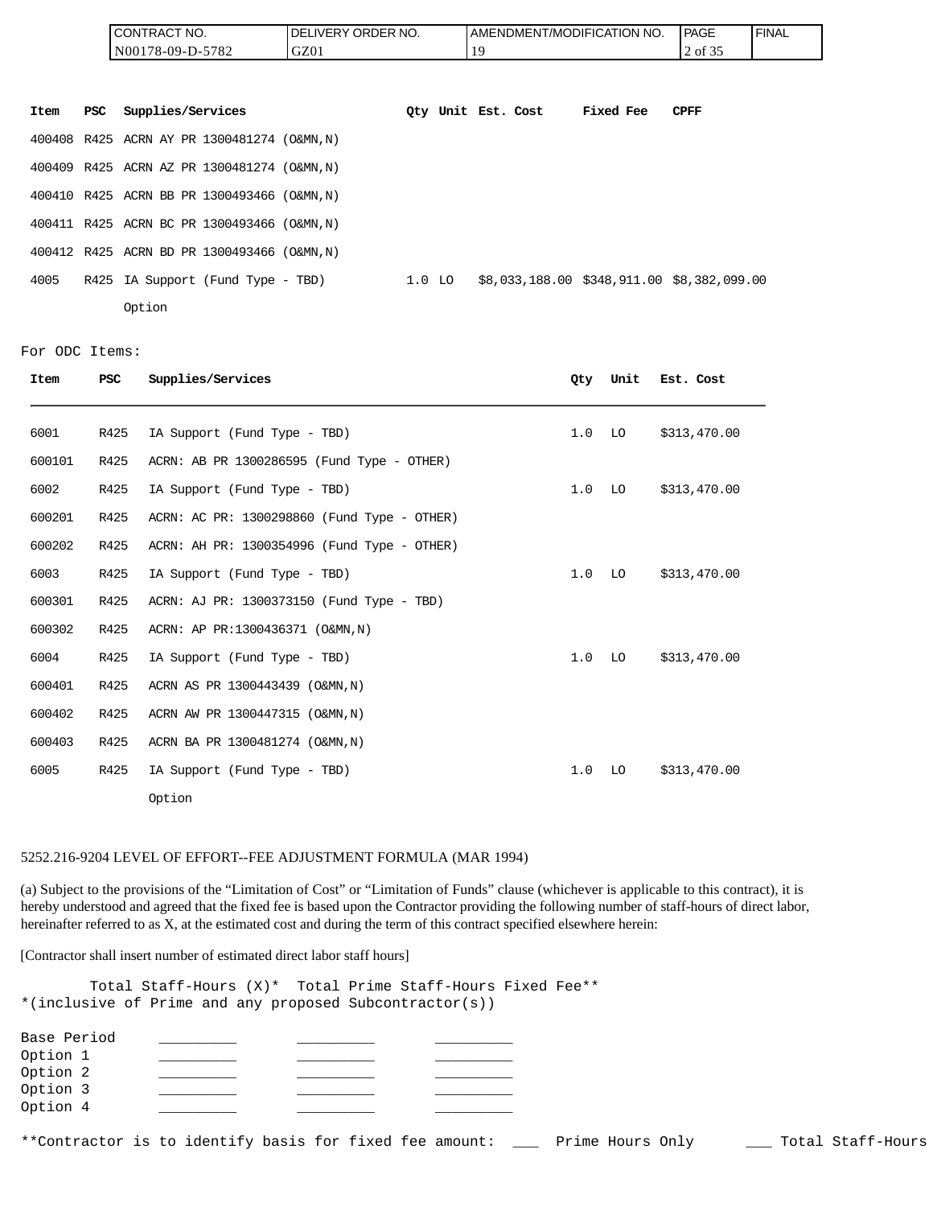| Item | PSC | Supplies/Services | Qty | Unit | Est. Cost | Fixed Fee | CPFF |
|---|---|---|---|---|---|---|---|
| 400408 | R425 | ACRN AY PR 1300481274 (O&MN,N) | | | | | |
| 400409 | R425 | ACRN AZ PR 1300481274 (O&MN,N) | | | | | |
| 400410 | R425 | ACRN BB PR 1300493466 (O&MN,N) | | | | | |
| 400411 | R425 | ACRN BC PR 1300493466 (O&MN,N) | | | | | |
| 400412 | R425 | ACRN BD PR 1300493466 (O&MN,N) | | | | | |
| 4005 | R425 | IA Support (Fund Type - TBD) Option | 1.0 | LO | $8,033,188.00 | $348,911.00 | $8,382,099.00 |

For ODC Items:

| Item | PSC | Supplies/Services | Qty | Unit | Est. Cost |
|---|---|---|---|---|---|
| 6001 | R425 | IA Support (Fund Type - TBD) | 1.0 | LO | $313,470.00 |
| 600101 | R425 | ACRN: AB PR 1300286595 (Fund Type - OTHER) | | | |
| 6002 | R425 | IA Support (Fund Type - TBD) | 1.0 | LO | $313,470.00 |
| 600201 | R425 | ACRN: AC PR: 1300298860 (Fund Type - OTHER) | | | |
| 600202 | R425 | ACRN: AH PR: 1300354996 (Fund Type - OTHER) | | | |
| 6003 | R425 | IA Support (Fund Type - TBD) | 1.0 | LO | $313,470.00 |
| 600301 | R425 | ACRN: AJ PR: 1300373150 (Fund Type - TBD) | | | |
| 600302 | R425 | ACRN: AP PR:1300436371 (O&MN,N) | | | |
| 6004 | R425 | IA Support (Fund Type - TBD) | 1.0 | LO | $313,470.00 |
| 600401 | R425 | ACRN AS PR 1300443439 (O&MN,N) | | | |
| 600402 | R425 | ACRN AW PR 1300447315 (O&MN,N) | | | |
| 600403 | R425 | ACRN BA PR 1300481274 (O&MN,N) | | | |
| 6005 | R425 | IA Support (Fund Type - TBD) Option | 1.0 | LO | $313,470.00 |

5252.216-9204 LEVEL OF EFFORT--FEE ADJUSTMENT FORMULA (MAR 1994)

(a) Subject to the provisions of the "Limitation of Cost" or "Limitation of Funds" clause (whichever is applicable to this contract), it is hereby understood and agreed that the fixed fee is based upon the Contractor providing the following number of staff-hours of direct labor, hereinafter referred to as X, at the estimated cost and during the term of this contract specified elsewhere herein:

[Contractor shall insert number of estimated direct labor staff hours]

| | Total Staff-Hours (X)* | Total Prime Staff-Hours | Fixed Fee** |
|---|---|---|---|
| Base Period | _________ | _________ | _________ |
| Option 1 | _________ | _________ | _________ |
| Option 2 | _________ | _________ | _________ |
| Option 3 | _________ | _________ | _________ |
| Option 4 | _________ | _________ | _________ |

*(inclusive of Prime and any proposed Subcontractor(s))

**Contractor is to identify basis for fixed fee amount: ___ Prime Hours Only ___ Total Staff-Hours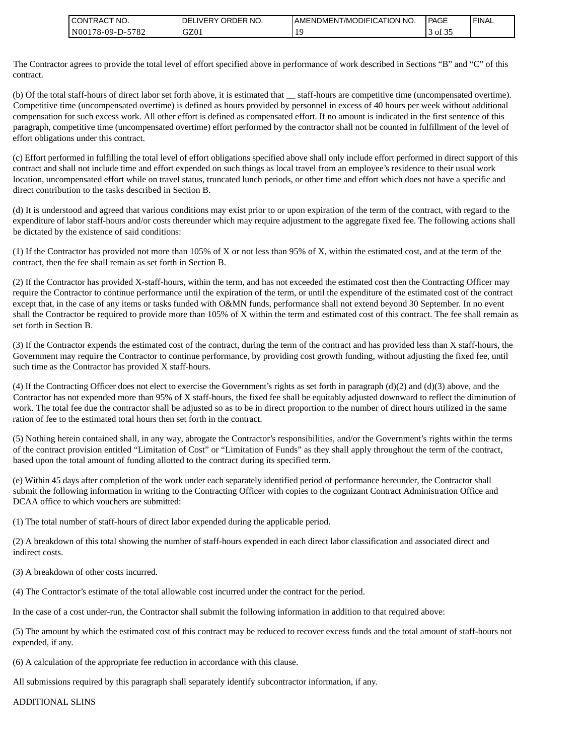The Contractor agrees to provide the total level of effort specified above in performance of work described in Sections “B” and “C” of this contract.

(b) Of the total staff-hours of direct labor set forth above, it is estimated that __ staff-hours are competitive time (uncompensated overtime). Competitive time (uncompensated overtime) is defined as hours provided by personnel in excess of 40 hours per week without additional compensation for such excess work. All other effort is defined as compensated effort. If no amount is indicated in the first sentence of this paragraph, competitive time (uncompensated overtime) effort performed by the contractor shall not be counted in fulfillment of the level of effort obligations under this contract.

(c) Effort performed in fulfilling the total level of effort obligations specified above shall only include effort performed in direct support of this contract and shall not include time and effort expended on such things as local travel from an employee’s residence to their usual work location, uncompensated effort while on travel status, truncated lunch periods, or other time and effort which does not have a specific and direct contribution to the tasks described in Section B.

(d) It is understood and agreed that various conditions may exist prior to or upon expiration of the term of the contract, with regard to the expenditure of labor staff-hours and/or costs thereunder which may require adjustment to the aggregate fixed fee. The following actions shall be dictated by the existence of said conditions:

(1) If the Contractor has provided not more than 105% of X or not less than 95% of X, within the estimated cost, and at the term of the contract, then the fee shall remain as set forth in Section B.

(2) If the Contractor has provided X-staff-hours, within the term, and has not exceeded the estimated cost then the Contracting Officer may require the Contractor to continue performance until the expiration of the term, or until the expenditure of the estimated cost of the contract except that, in the case of any items or tasks funded with O&MN funds, performance shall not extend beyond 30 September. In no event shall the Contractor be required to provide more than 105% of X within the term and estimated cost of this contract. The fee shall remain as set forth in Section B.

(3) If the Contractor expends the estimated cost of the contract, during the term of the contract and has provided less than X staff-hours, the Government may require the Contractor to continue performance, by providing cost growth funding, without adjusting the fixed fee, until such time as the Contractor has provided X staff-hours.

(4) If the Contracting Officer does not elect to exercise the Government’s rights as set forth in paragraph (d)(2) and (d)(3) above, and the Contractor has not expended more than 95% of X staff-hours, the fixed fee shall be equitably adjusted downward to reflect the diminution of work. The total fee due the contractor shall be adjusted so as to be in direct proportion to the number of direct hours utilized in the same ration of fee to the estimated total hours then set forth in the contract.

(5) Nothing herein contained shall, in any way, abrogate the Contractor’s responsibilities, and/or the Government’s rights within the terms of the contract provision entitled “Limitation of Cost” or “Limitation of Funds” as they shall apply throughout the term of the contract, based upon the total amount of funding allotted to the contract during its specified term.

(e) Within 45 days after completion of the work under each separately identified period of performance hereunder, the Contractor shall submit the following information in writing to the Contracting Officer with copies to the cognizant Contract Administration Office and DCAA office to which vouchers are submitted:

(1) The total number of staff-hours of direct labor expended during the applicable period.

(2) A breakdown of this total showing the number of staff-hours expended in each direct labor classification and associated direct and indirect costs.

(3) A breakdown of other costs incurred.

(4) The Contractor’s estimate of the total allowable cost incurred under the contract for the period.

In the case of a cost under-run, the Contractor shall submit the following information in addition to that required above:

(5) The amount by which the estimated cost of this contract may be reduced to recover excess funds and the total amount of staff-hours not expended, if any.

(6) A calculation of the appropriate fee reduction in accordance with this clause.

All submissions required by this paragraph shall separately identify subcontractor information, if any.

ADDITIONAL SLINS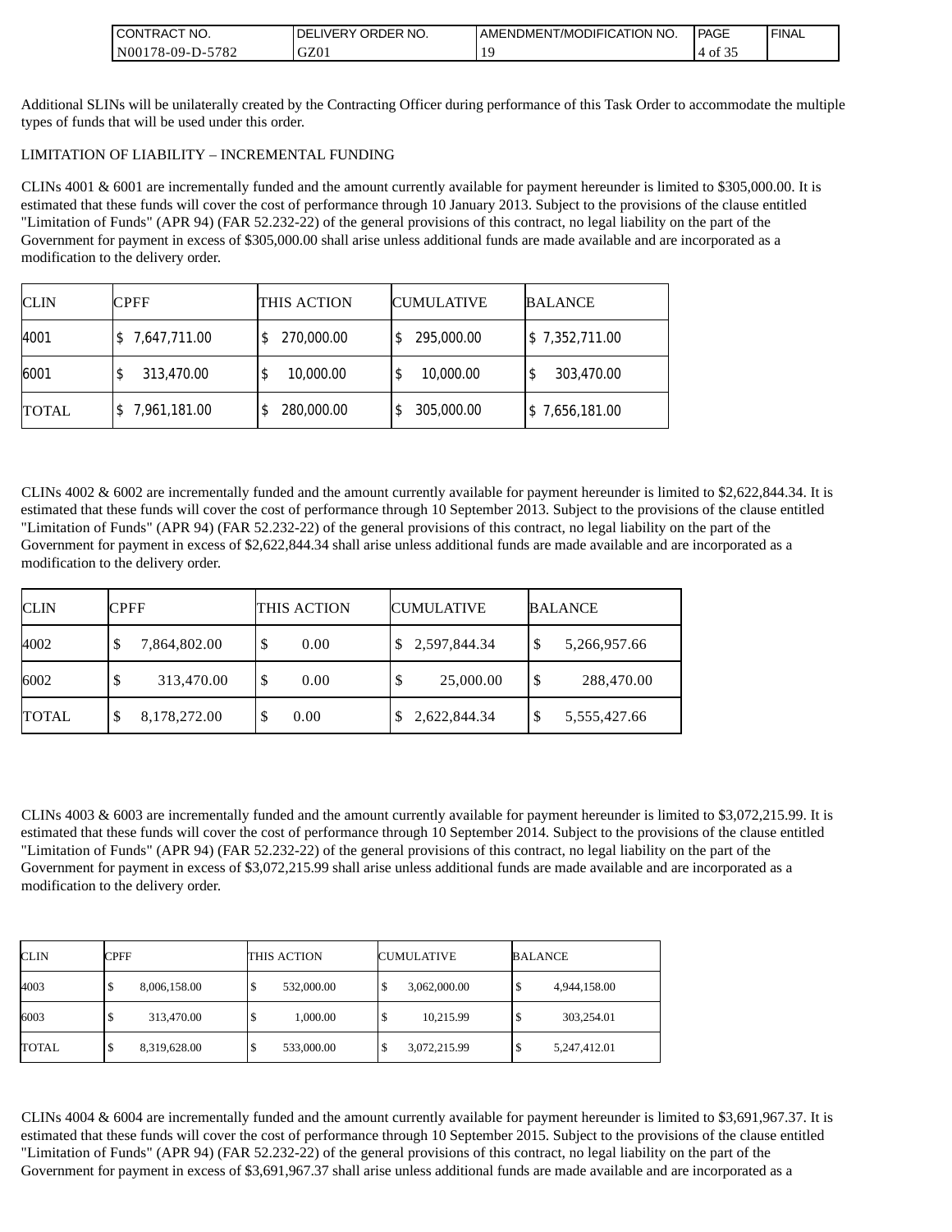Additional SLINs will be unilaterally created by the Contracting Officer during performance of this Task Order to accommodate the multiple types of funds that will be used under this order.

LIMITATION OF LIABILITY – INCREMENTAL FUNDING

CLINs 4001 & 6001 are incrementally funded and the amount currently available for payment hereunder is limited to $305,000.00. It is estimated that these funds will cover the cost of performance through 10 January 2013. Subject to the provisions of the clause entitled "Limitation of Funds" (APR 94) (FAR 52.232-22) of the general provisions of this contract, no legal liability on the part of the Government for payment in excess of $305,000.00 shall arise unless additional funds are made available and are incorporated as a modification to the delivery order.

| CLIN | CPFF | THIS ACTION | CUMULATIVE | BALANCE |
|---|---|---|---|---|
| 4001 | $ 7,647,711.00 | $ 270,000.00 | $ 295,000.00 | $ 7,352,711.00 |
| 6001 | $ 313,470.00 | $ 10,000.00 | $ 10,000.00 | $ 303,470.00 |
| TOTAL | $ 7,961,181.00 | $ 280,000.00 | $ 305,000.00 | $ 7,656,181.00 |

CLINs 4002 & 6002 are incrementally funded and the amount currently available for payment hereunder is limited to $2,622,844.34. It is estimated that these funds will cover the cost of performance through 10 September 2013. Subject to the provisions of the clause entitled "Limitation of Funds" (APR 94) (FAR 52.232-22) of the general provisions of this contract, no legal liability on the part of the Government for payment in excess of $2,622,844.34 shall arise unless additional funds are made available and are incorporated as a modification to the delivery order.

| CLIN | CPFF | THIS ACTION | CUMULATIVE | BALANCE |
|---|---|---|---|---|
| 4002 | $ 7,864,802.00 | $ 0.00 | $ 2,597,844.34 | $ 5,266,957.66 |
| 6002 | $ 313,470.00 | $ 0.00 | $ 25,000.00 | $ 288,470.00 |
| TOTAL | $ 8,178,272.00 | $ 0.00 | $ 2,622,844.34 | $ 5,555,427.66 |

CLINs 4003 & 6003 are incrementally funded and the amount currently available for payment hereunder is limited to $3,072,215.99. It is estimated that these funds will cover the cost of performance through 10 September 2014. Subject to the provisions of the clause entitled "Limitation of Funds" (APR 94) (FAR 52.232-22) of the general provisions of this contract, no legal liability on the part of the Government for payment in excess of $3,072,215.99 shall arise unless additional funds are made available and are incorporated as a modification to the delivery order.

| CLIN | CPFF | THIS ACTION | CUMULATIVE | BALANCE |
|---|---|---|---|---|
| 4003 | $ 8,006,158.00 | $ 532,000.00 | $ 3,062,000.00 | $ 4,944,158.00 |
| 6003 | $ 313,470.00 | $ 1,000.00 | $ 10,215.99 | $ 303,254.01 |
| TOTAL | $ 8,319,628.00 | $ 533,000.00 | $ 3,072,215.99 | $ 5,247,412.01 |

CLINs 4004 & 6004 are incrementally funded and the amount currently available for payment hereunder is limited to $3,691,967.37. It is estimated that these funds will cover the cost of performance through 10 September 2015. Subject to the provisions of the clause entitled "Limitation of Funds" (APR 94) (FAR 52.232-22) of the general provisions of this contract, no legal liability on the part of the Government for payment in excess of $3,691,967.37 shall arise unless additional funds are made available and are incorporated as a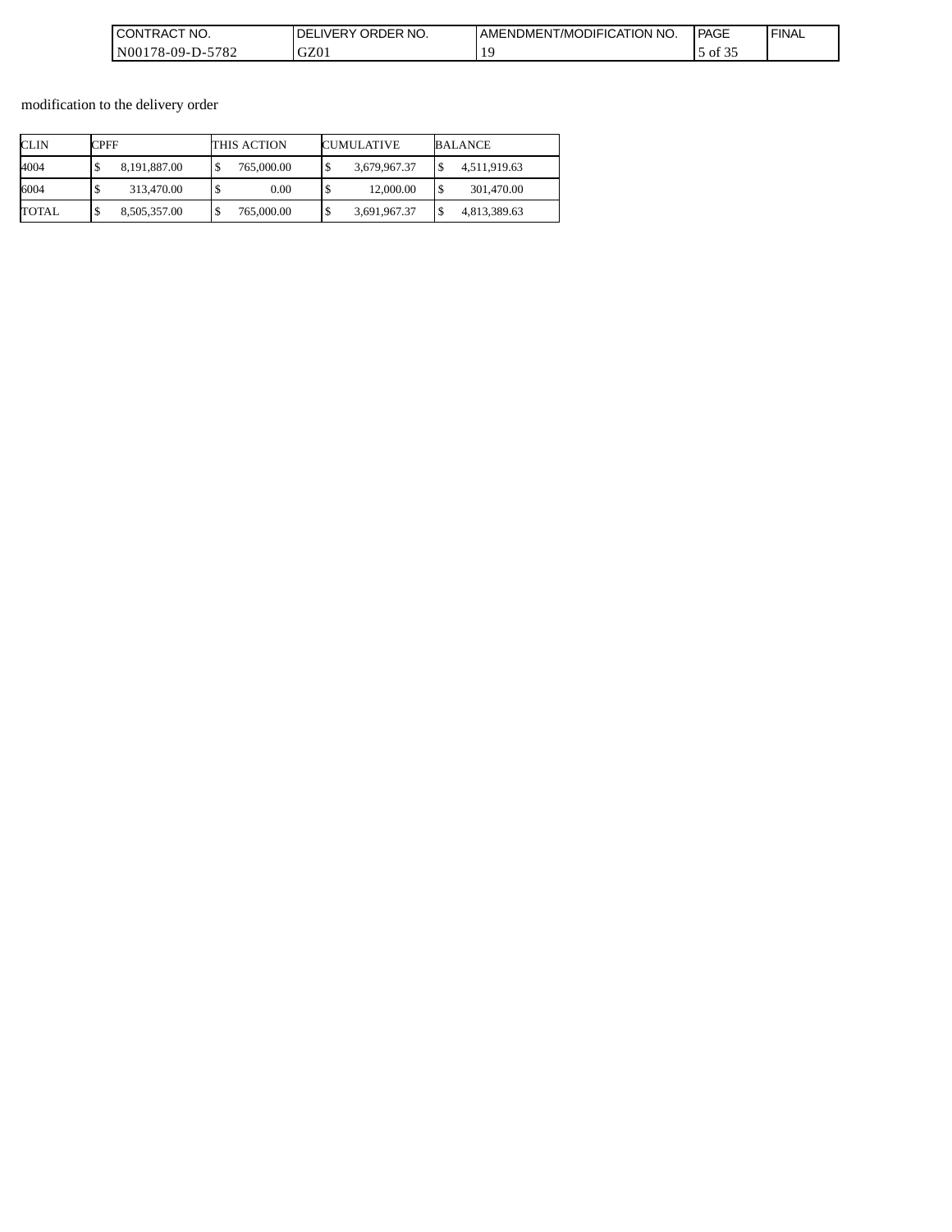modification to the delivery order

| CLIN | CPFF | THIS ACTION | CUMULATIVE | BALANCE |
| --- | --- | --- | --- | --- |
| 4004 | $ 8,191,887.00 | $ 765,000.00 | $ 3,679,967.37 | $ 4,511,919.63 |
| 6004 | $ 313,470.00 | $ 0.00 | $ 12,000.00 | $ 301,470.00 |
| TOTAL | $ 8,505,357.00 | $ 765,000.00 | $ 3,691,967.37 | $ 4,813,389.63 |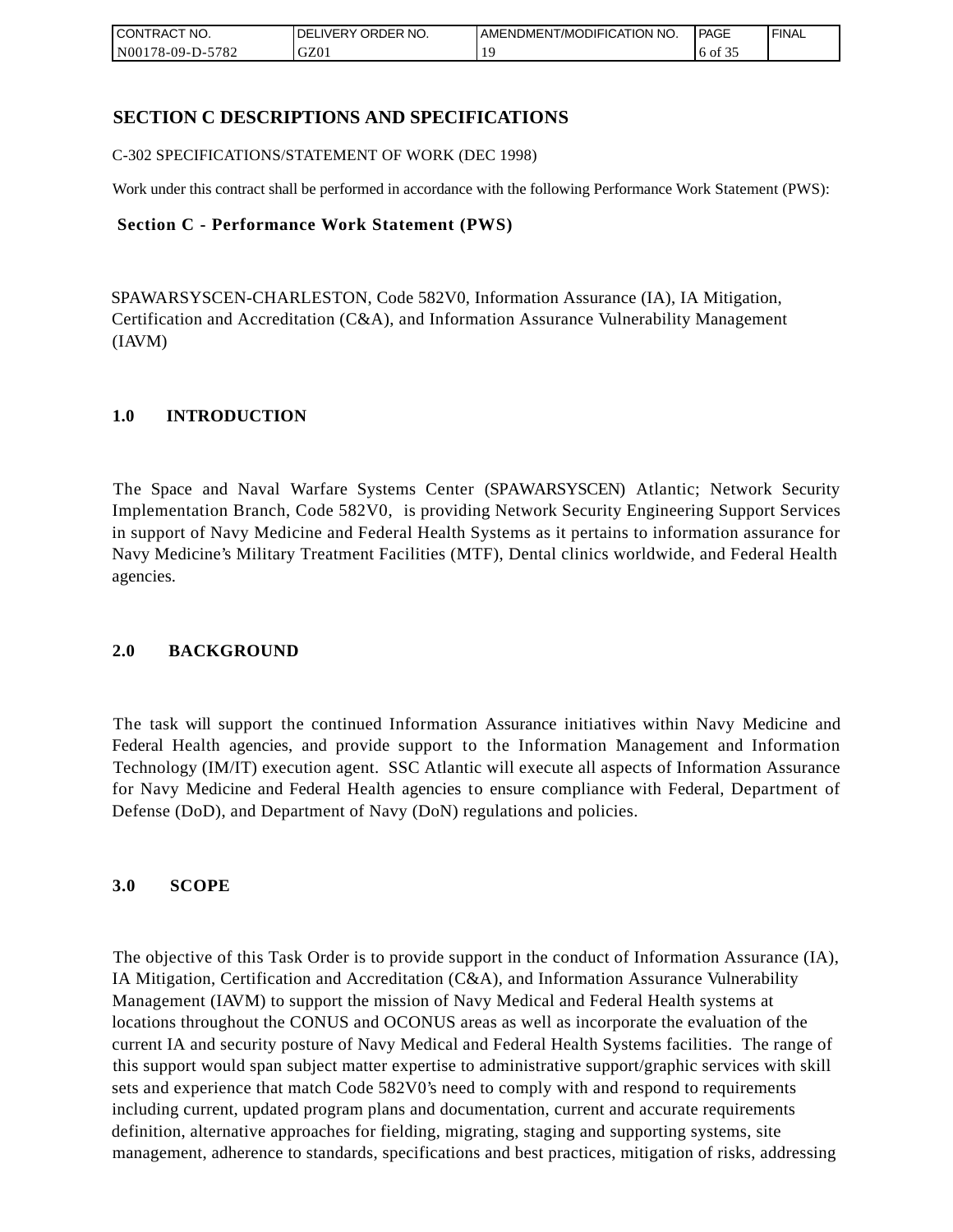# SECTION C DESCRIPTIONS AND SPECIFICATIONS

C-302 SPECIFICATIONS/STATEMENT OF WORK (DEC 1998)

Work under this contract shall be performed in accordance with the following Performance Work Statement (PWS):

**Section C - Performance Work Statement (PWS)**

SPAWARSYSCEN-CHARLESTON, Code 582V0, Information Assurance (IA), IA Mitigation, Certification and Accreditation (C&A), and Information Assurance Vulnerability Management (IAVM)

## 1.0 INTRODUCTION

The Space and Naval Warfare Systems Center (SPAWARSYSCEN) Atlantic; Network Security Implementation Branch, Code 582V0, is providing Network Security Engineering Support Services in support of Navy Medicine and Federal Health Systems as it pertains to information assurance for Navy Medicine's Military Treatment Facilities (MTF), Dental clinics worldwide, and Federal Health agencies.

## 2.0 BACKGROUND

The task will support the continued Information Assurance initiatives within Navy Medicine and Federal Health agencies, and provide support to the Information Management and Information Technology (IM/IT) execution agent. SSC Atlantic will execute all aspects of Information Assurance for Navy Medicine and Federal Health agencies to ensure compliance with Federal, Department of Defense (DoD), and Department of Navy (DoN) regulations and policies.

## 3.0 SCOPE

The objective of this Task Order is to provide support in the conduct of Information Assurance (IA), IA Mitigation, Certification and Accreditation (C&A), and Information Assurance Vulnerability Management (IAVM) to support the mission of Navy Medical and Federal Health systems at locations throughout the CONUS and OCONUS areas as well as incorporate the evaluation of the current IA and security posture of Navy Medical and Federal Health Systems facilities. The range of this support would span subject matter expertise to administrative support/graphic services with skill sets and experience that match Code 582V0's need to comply with and respond to requirements including current, updated program plans and documentation, current and accurate requirements definition, alternative approaches for fielding, migrating, staging and supporting systems, site management, adherence to standards, specifications and best practices, mitigation of risks, addressing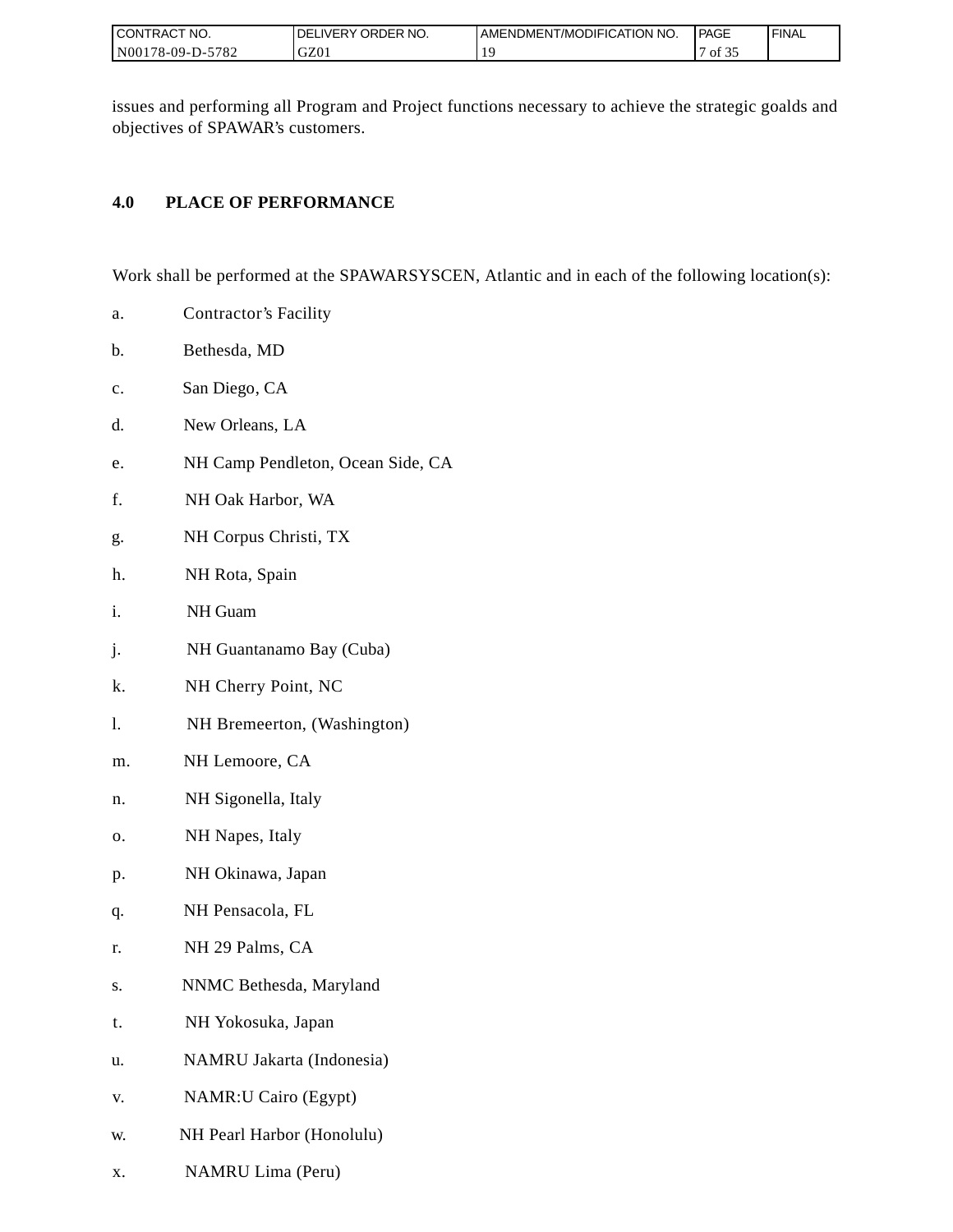issues and performing all Program and Project functions necessary to achieve the strategic goalds and objectives of SPAWAR's customers.

## 4.0 PLACE OF PERFORMANCE

Work shall be performed at the SPAWARSYSCEN, Atlantic and in each of the following location(s):

a. Contractor's Facility

b. Bethesda, MD

c. San Diego, CA

d. New Orleans, LA

e. NH Camp Pendleton, Ocean Side, CA

f. NH Oak Harbor, WA

g. NH Corpus Christi, TX

h. NH Rota, Spain

i. NH Guam

j. NH Guantanamo Bay (Cuba)

k. NH Cherry Point, NC

l. NH Bremeerton, (Washington)

m. NH Lemoore, CA

n. NH Sigonella, Italy

o. NH Napes, Italy

p. NH Okinawa, Japan

q. NH Pensacola, FL

r. NH 29 Palms, CA

s. NNMC Bethesda, Maryland

t. NH Yokosuka, Japan

u. NAMRU Jakarta (Indonesia)

v. NAMR:U Cairo (Egypt)

w. NH Pearl Harbor (Honolulu)

x. NAMRU Lima (Peru)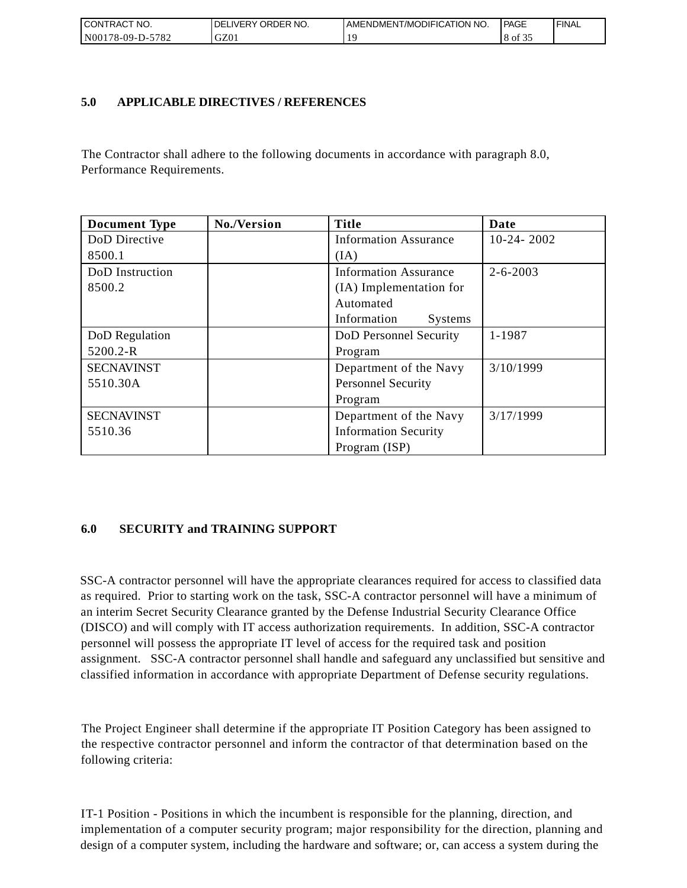## 5.0 APPLICABLE DIRECTIVES / REFERENCES

The Contractor shall adhere to the following documents in accordance with paragraph 8.0, Performance Requirements.

| Document Type | No./Version | Title | Date |
|---|---|---|---|
| DoD Directive 8500.1 | | Information Assurance (IA) | 10-24- 2002 |
| DoD Instruction 8500.2 | | Information Assurance (IA) Implementation for Automated Information Systems | 2-6-2003 |
| DoD Regulation 5200.2-R | | DoD Personnel Security Program | 1-1987 |
| SECNAVINST 5510.30A | | Department of the Navy Personnel Security Program | 3/10/1999 |
| SECNAVINST 5510.36 | | Department of the Navy Information Security Program (ISP) | 3/17/1999 |

## 6.0 SECURITY and TRAINING SUPPORT

SSC-A contractor personnel will have the appropriate clearances required for access to classified data as required. Prior to starting work on the task, SSC-A contractor personnel will have a minimum of an interim Secret Security Clearance granted by the Defense Industrial Security Clearance Office (DISCO) and will comply with IT access authorization requirements. In addition, SSC-A contractor personnel will possess the appropriate IT level of access for the required task and position assignment. SSC-A contractor personnel shall handle and safeguard any unclassified but sensitive and classified information in accordance with appropriate Department of Defense security regulations.

The Project Engineer shall determine if the appropriate IT Position Category has been assigned to the respective contractor personnel and inform the contractor of that determination based on the following criteria:

IT-1 Position - Positions in which the incumbent is responsible for the planning, direction, and implementation of a computer security program; major responsibility for the direction, planning and design of a computer system, including the hardware and software; or, can access a system during the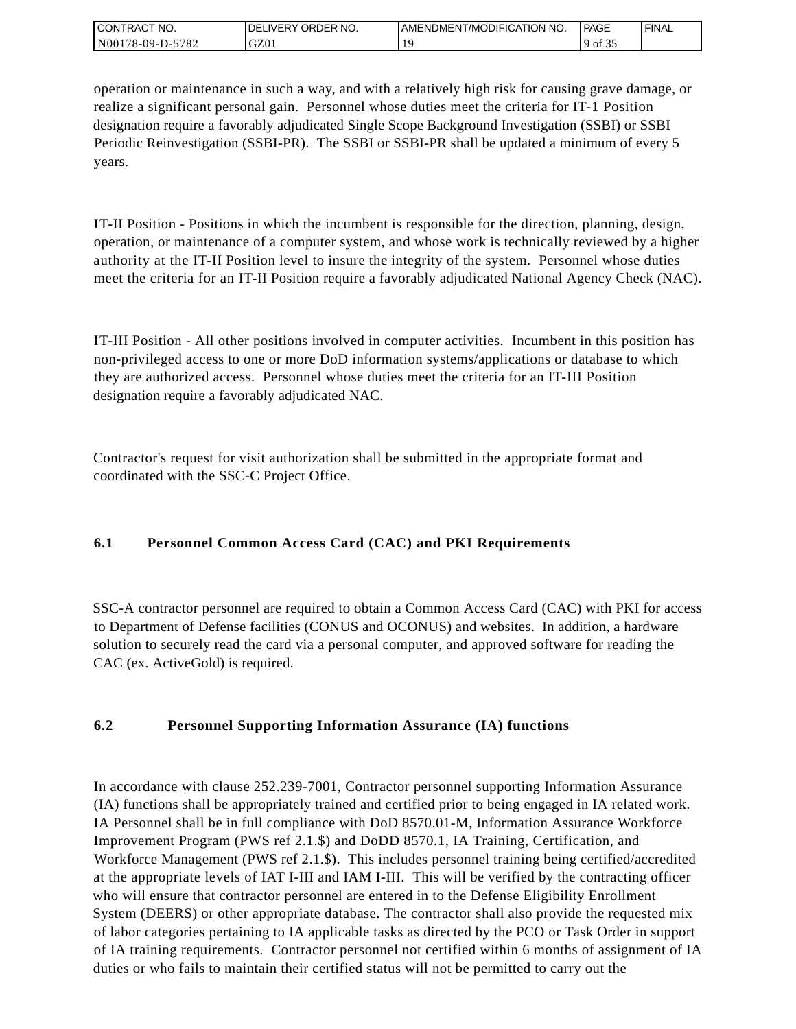operation or maintenance in such a way, and with a relatively high risk for causing grave damage, or realize a significant personal gain. Personnel whose duties meet the criteria for IT-1 Position designation require a favorably adjudicated Single Scope Background Investigation (SSBI) or SSBI Periodic Reinvestigation (SSBI-PR). The SSBI or SSBI-PR shall be updated a minimum of every 5 years.

IT-II Position - Positions in which the incumbent is responsible for the direction, planning, design, operation, or maintenance of a computer system, and whose work is technically reviewed by a higher authority at the IT-II Position level to insure the integrity of the system. Personnel whose duties meet the criteria for an IT-II Position require a favorably adjudicated National Agency Check (NAC).

IT-III Position - All other positions involved in computer activities. Incumbent in this position has non-privileged access to one or more DoD information systems/applications or database to which they are authorized access. Personnel whose duties meet the criteria for an IT-III Position designation require a favorably adjudicated NAC.

Contractor's request for visit authorization shall be submitted in the appropriate format and coordinated with the SSC-C Project Office.

### 6.1 Personnel Common Access Card (CAC) and PKI Requirements

SSC-A contractor personnel are required to obtain a Common Access Card (CAC) with PKI for access to Department of Defense facilities (CONUS and OCONUS) and websites. In addition, a hardware solution to securely read the card via a personal computer, and approved software for reading the CAC (ex. ActiveGold) is required.

### 6.2 Personnel Supporting Information Assurance (IA) functions

In accordance with clause 252.239-7001, Contractor personnel supporting Information Assurance (IA) functions shall be appropriately trained and certified prior to being engaged in IA related work. IA Personnel shall be in full compliance with DoD 8570.01-M, Information Assurance Workforce Improvement Program (PWS ref 2.1.$) and DoDD 8570.1, IA Training, Certification, and Workforce Management (PWS ref 2.1.$). This includes personnel training being certified/accredited at the appropriate levels of IAT I-III and IAM I-III. This will be verified by the contracting officer who will ensure that contractor personnel are entered in to the Defense Eligibility Enrollment System (DEERS) or other appropriate database. The contractor shall also provide the requested mix of labor categories pertaining to IA applicable tasks as directed by the PCO or Task Order in support of IA training requirements. Contractor personnel not certified within 6 months of assignment of IA duties or who fails to maintain their certified status will not be permitted to carry out the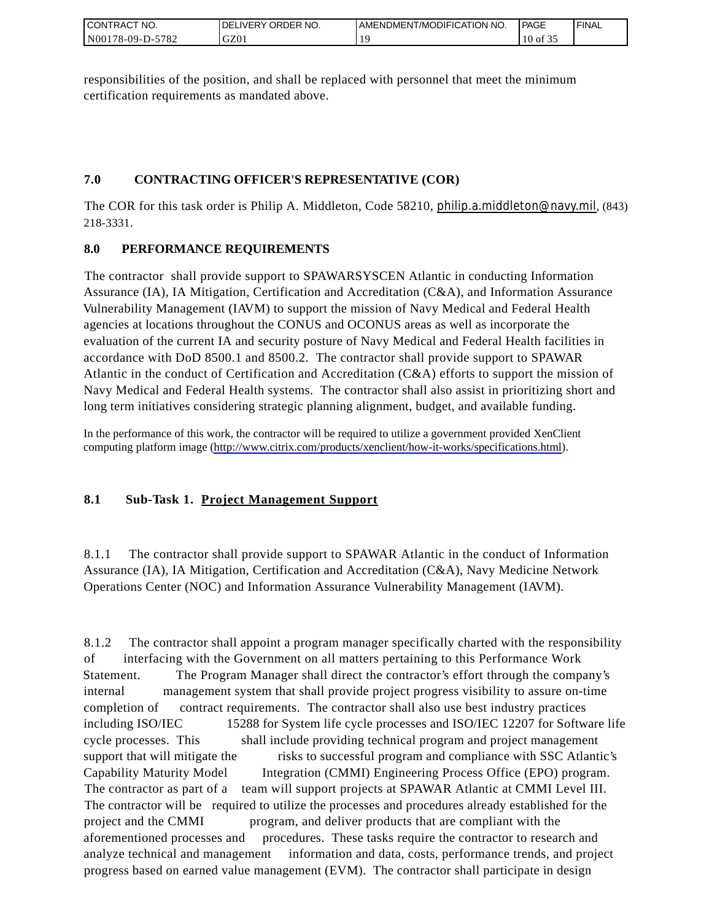responsibilities of the position, and shall be replaced with personnel that meet the minimum certification requirements as mandated above.

## 7.0 CONTRACTING OFFICER'S REPRESENTATIVE (COR)

The COR for this task order is Philip A. Middleton, Code 58210, philip.a.middleton@navy.mil, (843) 218-3331.

## 8.0 PERFORMANCE REQUIREMENTS

The contractor shall provide support to SPAWARSYSCEN Atlantic in conducting Information Assurance (IA), IA Mitigation, Certification and Accreditation (C&A), and Information Assurance Vulnerability Management (IAVM) to support the mission of Navy Medical and Federal Health agencies at locations throughout the CONUS and OCONUS areas as well as incorporate the evaluation of the current IA and security posture of Navy Medical and Federal Health facilities in accordance with DoD 8500.1 and 8500.2. The contractor shall provide support to SPAWAR Atlantic in the conduct of Certification and Accreditation (C&A) efforts to support the mission of Navy Medical and Federal Health systems. The contractor shall also assist in prioritizing short and long term initiatives considering strategic planning alignment, budget, and available funding.

In the performance of this work, the contractor will be required to utilize a government provided XenClient computing platform image (http://www.citrix.com/products/xenclient/how-it-works/specifications.html).

### 8.1 Sub-Task 1. Project Management Support

8.1.1 The contractor shall provide support to SPAWAR Atlantic in the conduct of Information Assurance (IA), IA Mitigation, Certification and Accreditation (C&A), Navy Medicine Network Operations Center (NOC) and Information Assurance Vulnerability Management (IAVM).

8.1.2 The contractor shall appoint a program manager specifically charted with the responsibility of interfacing with the Government on all matters pertaining to this Performance Work Statement. The Program Manager shall direct the contractor's effort through the company's internal management system that shall provide project progress visibility to assure on-time completion of contract requirements. The contractor shall also use best industry practices including ISO/IEC 15288 for System life cycle processes and ISO/IEC 12207 for Software life cycle processes. This shall include providing technical program and project management support that will mitigate the risks to successful program and compliance with SSC Atlantic's Capability Maturity Model Integration (CMMI) Engineering Process Office (EPO) program. The contractor as part of a team will support projects at SPAWAR Atlantic at CMMI Level III. The contractor will be required to utilize the processes and procedures already established for the project and the CMMI program, and deliver products that are compliant with the aforementioned processes and procedures. These tasks require the contractor to research and analyze technical and management information and data, costs, performance trends, and project progress based on earned value management (EVM). The contractor shall participate in design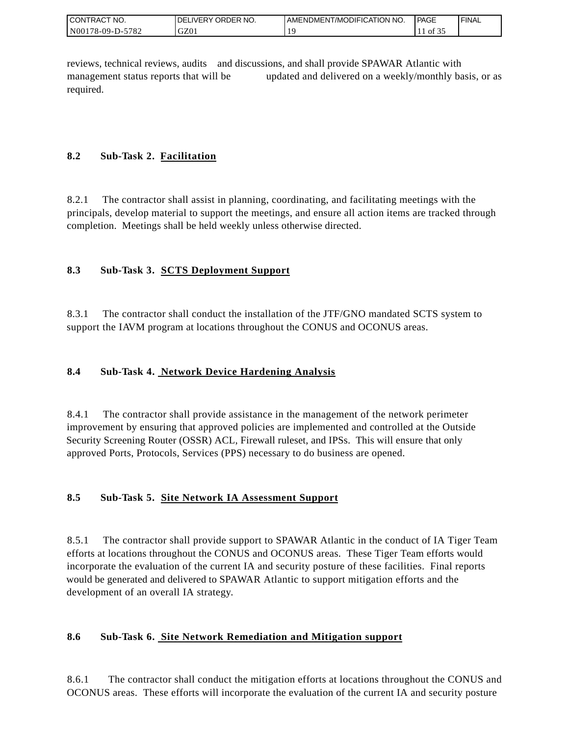reviews, technical reviews, audits and discussions, and shall provide SPAWAR Atlantic with management status reports that will be updated and delivered on a weekly/monthly basis, or as required.

**8.2 Sub-Task 2. <u>Facilitation</u>**

8.2.1 The contractor shall assist in planning, coordinating, and facilitating meetings with the principals, develop material to support the meetings, and ensure all action items are tracked through completion. Meetings shall be held weekly unless otherwise directed.

**8.3 Sub-Task 3. <u>SCTS Deployment Support</u>**

8.3.1 The contractor shall conduct the installation of the JTF/GNO mandated SCTS system to support the IAVM program at locations throughout the CONUS and OCONUS areas.

**8.4 Sub-Task 4. <u>Network Device Hardening Analysis</u>**

8.4.1 The contractor shall provide assistance in the management of the network perimeter improvement by ensuring that approved policies are implemented and controlled at the Outside Security Screening Router (OSSR) ACL, Firewall ruleset, and IPSs. This will ensure that only approved Ports, Protocols, Services (PPS) necessary to do business are opened.

**8.5 Sub-Task 5. <u>Site Network IA Assessment Support</u>**

8.5.1 The contractor shall provide support to SPAWAR Atlantic in the conduct of IA Tiger Team efforts at locations throughout the CONUS and OCONUS areas. These Tiger Team efforts would incorporate the evaluation of the current IA and security posture of these facilities. Final reports would be generated and delivered to SPAWAR Atlantic to support mitigation efforts and the development of an overall IA strategy.

**8.6 Sub-Task 6. <u>Site Network Remediation and Mitigation support</u>**

8.6.1 The contractor shall conduct the mitigation efforts at locations throughout the CONUS and OCONUS areas. These efforts will incorporate the evaluation of the current IA and security posture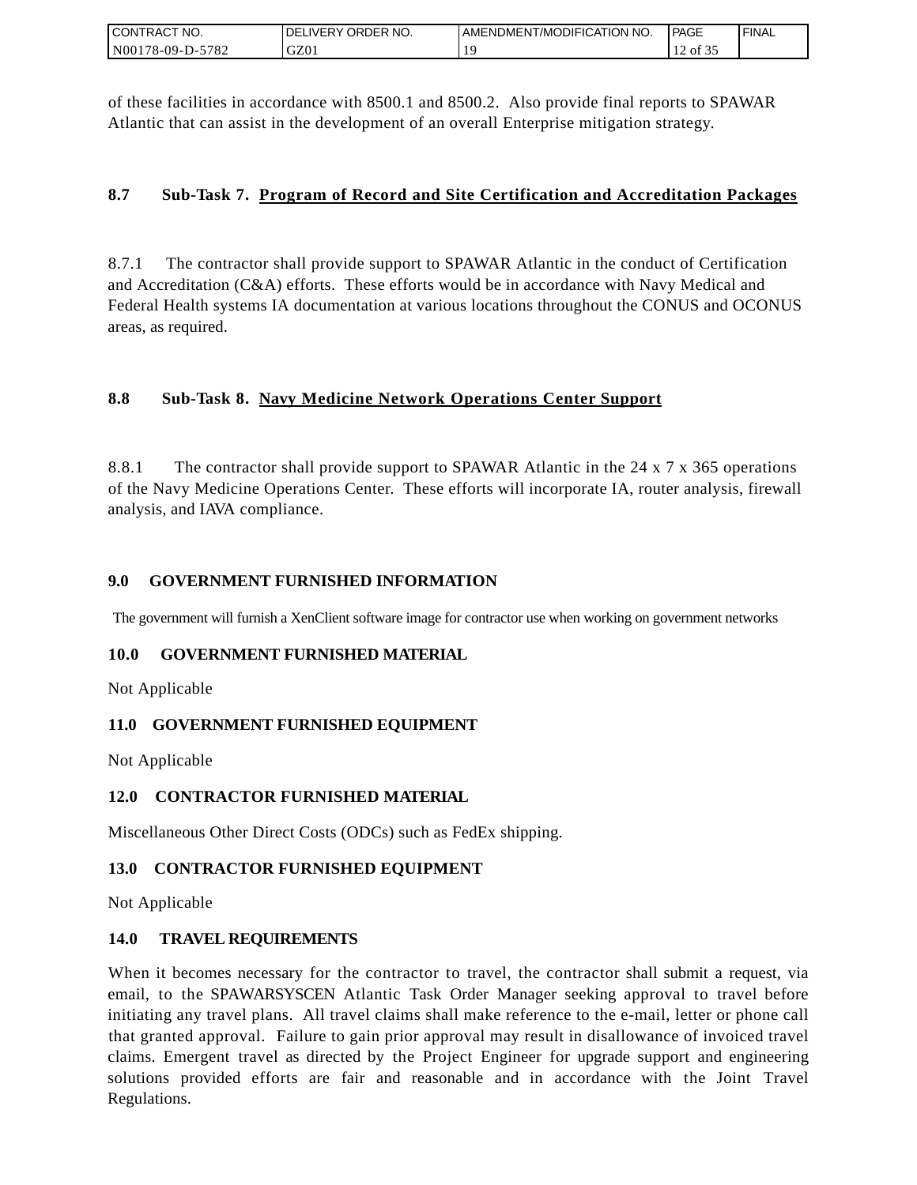of these facilities in accordance with 8500.1 and 8500.2. Also provide final reports to SPAWAR Atlantic that can assist in the development of an overall Enterprise mitigation strategy.

**8.7 Sub-Task 7. <u>Program of Record and Site Certification and Accreditation Packages</u>**

8.7.1 The contractor shall provide support to SPAWAR Atlantic in the conduct of Certification and Accreditation (C&A) efforts. These efforts would be in accordance with Navy Medical and Federal Health systems IA documentation at various locations throughout the CONUS and OCONUS areas, as required.

**8.8 Sub-Task 8. <u>Navy Medicine Network Operations Center Support</u>**

8.8.1 The contractor shall provide support to SPAWAR Atlantic in the 24 x 7 x 365 operations of the Navy Medicine Operations Center. These efforts will incorporate IA, router analysis, firewall analysis, and IAVA compliance.

**9.0 GOVERNMENT FURNISHED INFORMATION**

The government will furnish a XenClient software image for contractor use when working on government networks

**10.0 GOVERNMENT FURNISHED MATERIAL**

Not Applicable

**11.0 GOVERNMENT FURNISHED EQUIPMENT**

Not Applicable

**12.0 CONTRACTOR FURNISHED MATERIAL**

Miscellaneous Other Direct Costs (ODCs) such as FedEx shipping.

**13.0 CONTRACTOR FURNISHED EQUIPMENT**

Not Applicable

**14.0 TRAVEL REQUIREMENTS**

When it becomes necessary for the contractor to travel, the contractor shall submit a request, via email, to the SPAWARSYSCEN Atlantic Task Order Manager seeking approval to travel before initiating any travel plans. All travel claims shall make reference to the e-mail, letter or phone call that granted approval. Failure to gain prior approval may result in disallowance of invoiced travel claims. Emergent travel as directed by the Project Engineer for upgrade support and engineering solutions provided efforts are fair and reasonable and in accordance with the Joint Travel Regulations.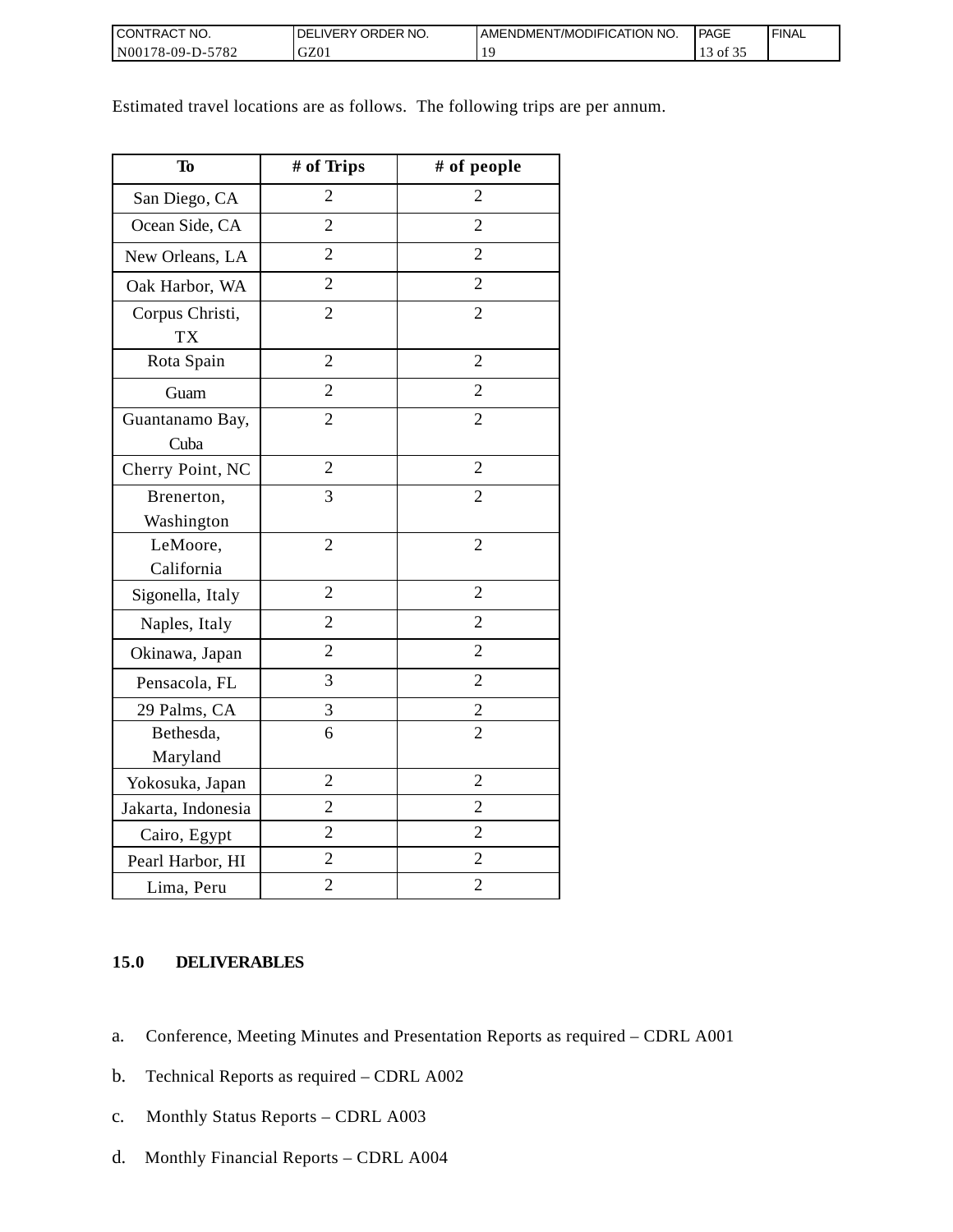Estimated travel locations are as follows.  The following trips are per annum.

| To | # of Trips | # of people |
|---|---|---|
| San Diego, CA | 2 | 2 |
| Ocean Side, CA | 2 | 2 |
| New Orleans, LA | 2 | 2 |
| Oak Harbor, WA | 2 | 2 |
| Corpus Christi, TX | 2 | 2 |
| Rota Spain | 2 | 2 |
| Guam | 2 | 2 |
| Guantanamo Bay, Cuba | 2 | 2 |
| Cherry Point, NC | 2 | 2 |
| Brenerton, Washington | 3 | 2 |
| LeMoore, California | 2 | 2 |
| Sigonella, Italy | 2 | 2 |
| Naples, Italy | 2 | 2 |
| Okinawa, Japan | 2 | 2 |
| Pensacola, FL | 3 | 2 |
| 29 Palms, CA | 3 | 2 |
| Bethesda, Maryland | 6 | 2 |
| Yokosuka, Japan | 2 | 2 |
| Jakarta, Indonesia | 2 | 2 |
| Cairo, Egypt | 2 | 2 |
| Pearl Harbor, HI | 2 | 2 |
| Lima, Peru | 2 | 2 |

## 15.0 DELIVERABLES

a. Conference, Meeting Minutes and Presentation Reports as required – CDRL A001

b. Technical Reports as required – CDRL A002

c. Monthly Status Reports – CDRL A003

d. Monthly Financial Reports – CDRL A004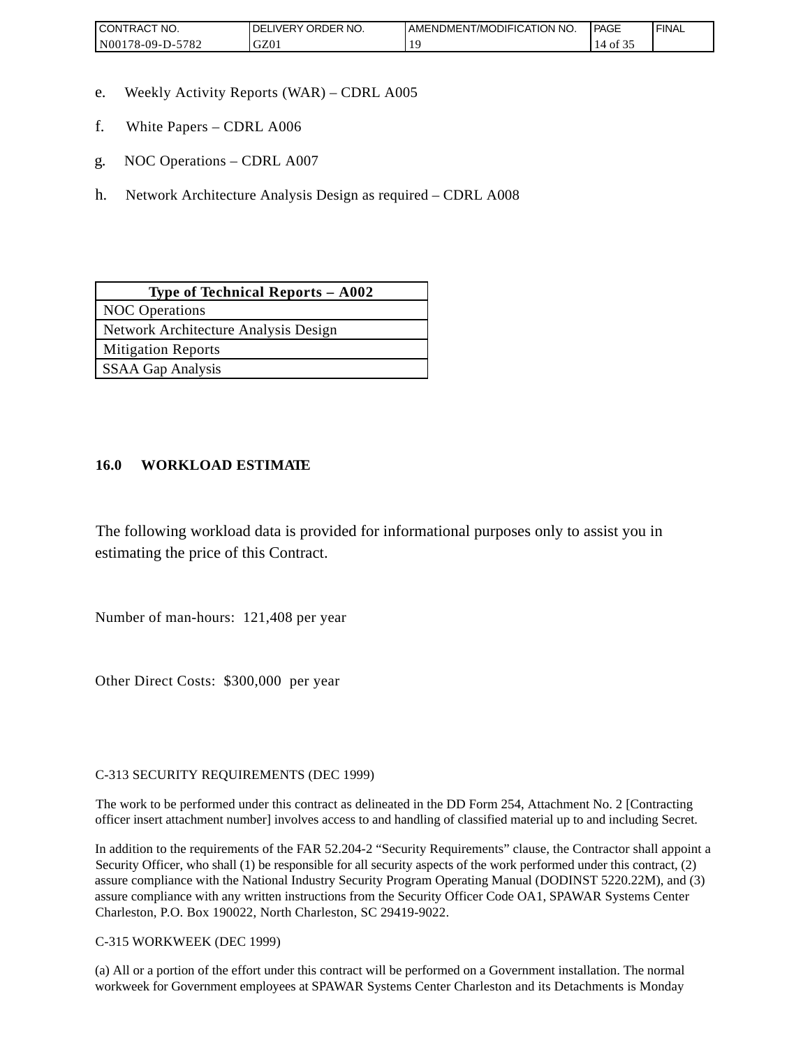e. Weekly Activity Reports (WAR) – CDRL A005

f. White Papers – CDRL A006

g. NOC Operations – CDRL A007

h. Network Architecture Analysis Design as required – CDRL A008

| Type of Technical Reports – A002 |
|---|
| NOC Operations |
| Network Architecture Analysis Design |
| Mitigation Reports |
| SSAA Gap Analysis |

## 16.0 WORKLOAD ESTIMATE

The following workload data is provided for informational purposes only to assist you in estimating the price of this Contract.

Number of man-hours: 121,408 per year

Other Direct Costs: $300,000 per year

C-313 SECURITY REQUIREMENTS (DEC 1999)

The work to be performed under this contract as delineated in the DD Form 254, Attachment No. 2 [Contracting officer insert attachment number] involves access to and handling of classified material up to and including Secret.

In addition to the requirements of the FAR 52.204-2 “Security Requirements” clause, the Contractor shall appoint a Security Officer, who shall (1) be responsible for all security aspects of the work performed under this contract, (2) assure compliance with the National Industry Security Program Operating Manual (DODINST 5220.22M), and (3) assure compliance with any written instructions from the Security Officer Code OA1, SPAWAR Systems Center Charleston, P.O. Box 190022, North Charleston, SC 29419-9022.

C-315 WORKWEEK (DEC 1999)

(a) All or a portion of the effort under this contract will be performed on a Government installation. The normal workweek for Government employees at SPAWAR Systems Center Charleston and its Detachments is Monday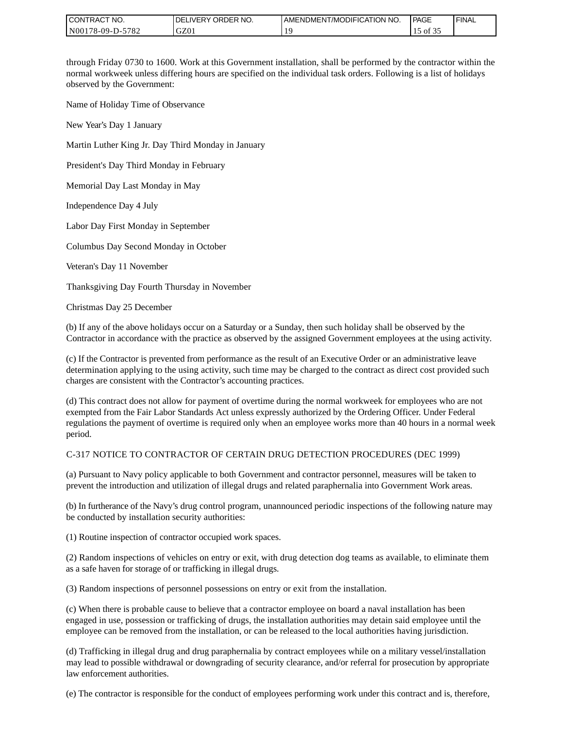through Friday 0730 to 1600. Work at this Government installation, shall be performed by the contractor within the normal workweek unless differing hours are specified on the individual task orders. Following is a list of holidays observed by the Government:

Name of Holiday Time of Observance

New Year's Day 1 January

Martin Luther King Jr. Day Third Monday in January

President's Day Third Monday in February

Memorial Day Last Monday in May

Independence Day 4 July

Labor Day First Monday in September

Columbus Day Second Monday in October

Veteran's Day 11 November

Thanksgiving Day Fourth Thursday in November

Christmas Day 25 December

(b) If any of the above holidays occur on a Saturday or a Sunday, then such holiday shall be observed by the Contractor in accordance with the practice as observed by the assigned Government employees at the using activity.

(c) If the Contractor is prevented from performance as the result of an Executive Order or an administrative leave determination applying to the using activity, such time may be charged to the contract as direct cost provided such charges are consistent with the Contractor's accounting practices.

(d) This contract does not allow for payment of overtime during the normal workweek for employees who are not exempted from the Fair Labor Standards Act unless expressly authorized by the Ordering Officer. Under Federal regulations the payment of overtime is required only when an employee works more than 40 hours in a normal week period.

C-317 NOTICE TO CONTRACTOR OF CERTAIN DRUG DETECTION PROCEDURES (DEC 1999)

(a) Pursuant to Navy policy applicable to both Government and contractor personnel, measures will be taken to prevent the introduction and utilization of illegal drugs and related paraphernalia into Government Work areas.

(b) In furtherance of the Navy's drug control program, unannounced periodic inspections of the following nature may be conducted by installation security authorities:

(1) Routine inspection of contractor occupied work spaces.

(2) Random inspections of vehicles on entry or exit, with drug detection dog teams as available, to eliminate them as a safe haven for storage of or trafficking in illegal drugs.

(3) Random inspections of personnel possessions on entry or exit from the installation.

(c) When there is probable cause to believe that a contractor employee on board a naval installation has been engaged in use, possession or trafficking of drugs, the installation authorities may detain said employee until the employee can be removed from the installation, or can be released to the local authorities having jurisdiction.

(d) Trafficking in illegal drug and drug paraphernalia by contract employees while on a military vessel/installation may lead to possible withdrawal or downgrading of security clearance, and/or referral for prosecution by appropriate law enforcement authorities.

(e) The contractor is responsible for the conduct of employees performing work under this contract and is, therefore,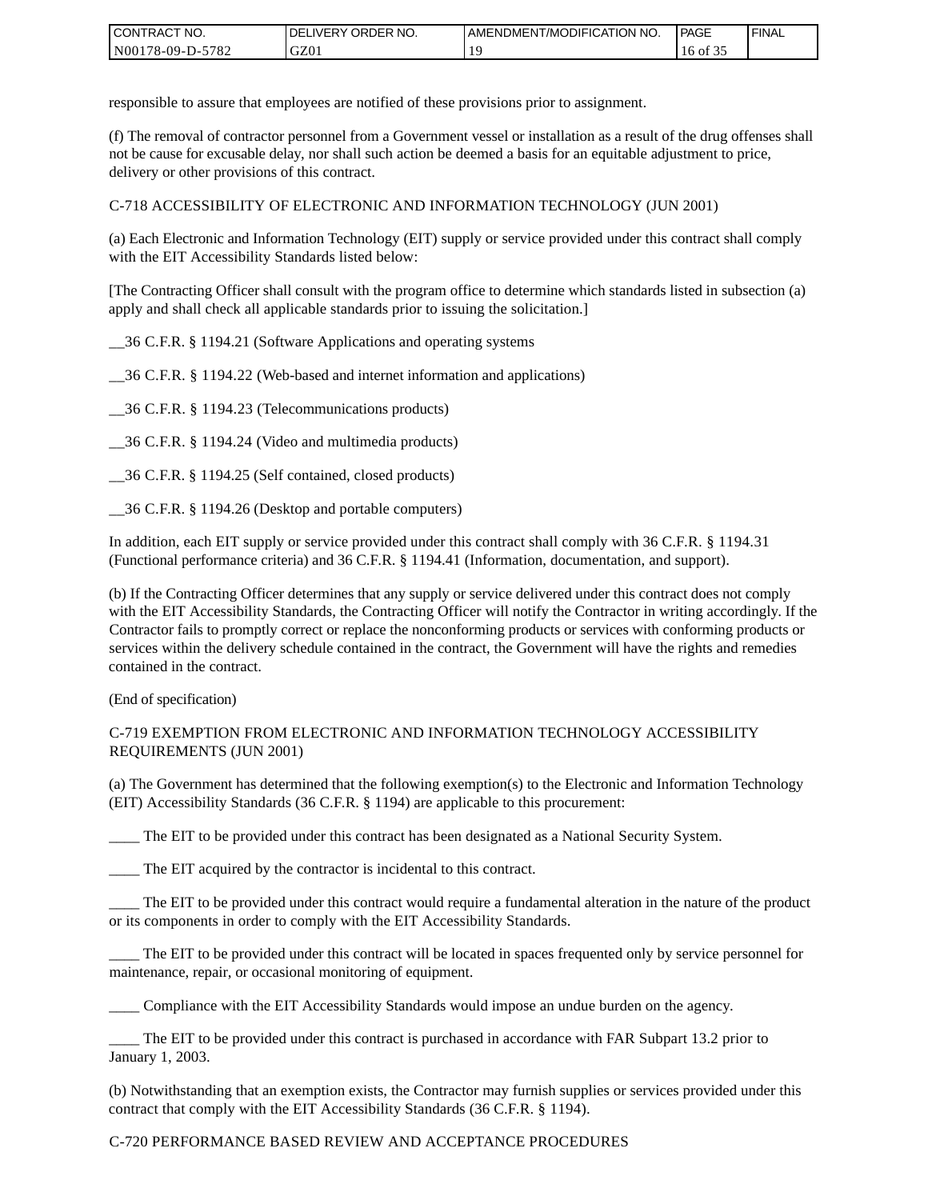responsible to assure that employees are notified of these provisions prior to assignment.

(f) The removal of contractor personnel from a Government vessel or installation as a result of the drug offenses shall not be cause for excusable delay, nor shall such action be deemed a basis for an equitable adjustment to price, delivery or other provisions of this contract.

C-718 ACCESSIBILITY OF ELECTRONIC AND INFORMATION TECHNOLOGY (JUN 2001)

(a) Each Electronic and Information Technology (EIT) supply or service provided under this contract shall comply with the EIT Accessibility Standards listed below:

[The Contracting Officer shall consult with the program office to determine which standards listed in subsection (a) apply and shall check all applicable standards prior to issuing the solicitation.]

__36 C.F.R. § 1194.21 (Software Applications and operating systems

__36 C.F.R. § 1194.22 (Web-based and internet information and applications)

__36 C.F.R. § 1194.23 (Telecommunications products)

__36 C.F.R. § 1194.24 (Video and multimedia products)

__36 C.F.R. § 1194.25 (Self contained, closed products)

__36 C.F.R. § 1194.26 (Desktop and portable computers)

In addition, each EIT supply or service provided under this contract shall comply with 36 C.F.R. § 1194.31 (Functional performance criteria) and 36 C.F.R. § 1194.41 (Information, documentation, and support).

(b) If the Contracting Officer determines that any supply or service delivered under this contract does not comply with the EIT Accessibility Standards, the Contracting Officer will notify the Contractor in writing accordingly. If the Contractor fails to promptly correct or replace the nonconforming products or services with conforming products or services within the delivery schedule contained in the contract, the Government will have the rights and remedies contained in the contract.

(End of specification)

C-719 EXEMPTION FROM ELECTRONIC AND INFORMATION TECHNOLOGY ACCESSIBILITY REQUIREMENTS (JUN 2001)

(a) The Government has determined that the following exemption(s) to the Electronic and Information Technology (EIT) Accessibility Standards (36 C.F.R. § 1194) are applicable to this procurement:

____ The EIT to be provided under this contract has been designated as a National Security System.

____ The EIT acquired by the contractor is incidental to this contract.

____ The EIT to be provided under this contract would require a fundamental alteration in the nature of the product or its components in order to comply with the EIT Accessibility Standards.

____ The EIT to be provided under this contract will be located in spaces frequented only by service personnel for maintenance, repair, or occasional monitoring of equipment.

____ Compliance with the EIT Accessibility Standards would impose an undue burden on the agency.

____ The EIT to be provided under this contract is purchased in accordance with FAR Subpart 13.2 prior to January 1, 2003.

(b) Notwithstanding that an exemption exists, the Contractor may furnish supplies or services provided under this contract that comply with the EIT Accessibility Standards (36 C.F.R. § 1194).

C-720 PERFORMANCE BASED REVIEW AND ACCEPTANCE PROCEDURES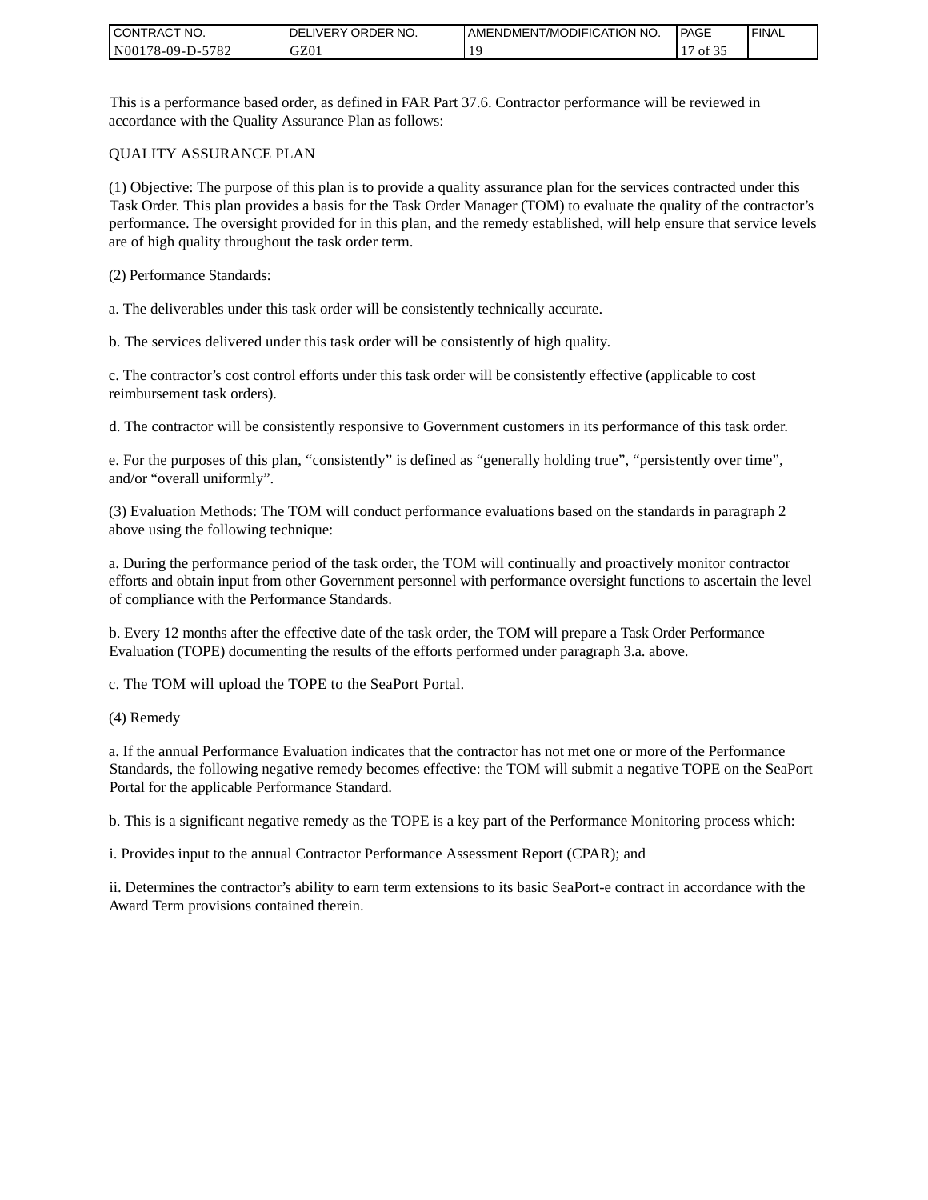This is a performance based order, as defined in FAR Part 37.6. Contractor performance will be reviewed in accordance with the Quality Assurance Plan as follows:

QUALITY ASSURANCE PLAN

(1) Objective: The purpose of this plan is to provide a quality assurance plan for the services contracted under this Task Order. This plan provides a basis for the Task Order Manager (TOM) to evaluate the quality of the contractor's performance. The oversight provided for in this plan, and the remedy established, will help ensure that service levels are of high quality throughout the task order term.

(2) Performance Standards:

a. The deliverables under this task order will be consistently technically accurate.

b. The services delivered under this task order will be consistently of high quality.

c. The contractor's cost control efforts under this task order will be consistently effective (applicable to cost reimbursement task orders).

d. The contractor will be consistently responsive to Government customers in its performance of this task order.

e. For the purposes of this plan, "consistently" is defined as "generally holding true", "persistently over time", and/or "overall uniformly".

(3) Evaluation Methods: The TOM will conduct performance evaluations based on the standards in paragraph 2 above using the following technique:

a. During the performance period of the task order, the TOM will continually and proactively monitor contractor efforts and obtain input from other Government personnel with performance oversight functions to ascertain the level of compliance with the Performance Standards.

b. Every 12 months after the effective date of the task order, the TOM will prepare a Task Order Performance Evaluation (TOPE) documenting the results of the efforts performed under paragraph 3.a. above.

c. The TOM will upload the TOPE to the SeaPort Portal.

(4) Remedy

a. If the annual Performance Evaluation indicates that the contractor has not met one or more of the Performance Standards, the following negative remedy becomes effective: the TOM will submit a negative TOPE on the SeaPort Portal for the applicable Performance Standard.

b. This is a significant negative remedy as the TOPE is a key part of the Performance Monitoring process which:

i. Provides input to the annual Contractor Performance Assessment Report (CPAR); and

ii. Determines the contractor's ability to earn term extensions to its basic SeaPort-e contract in accordance with the Award Term provisions contained therein.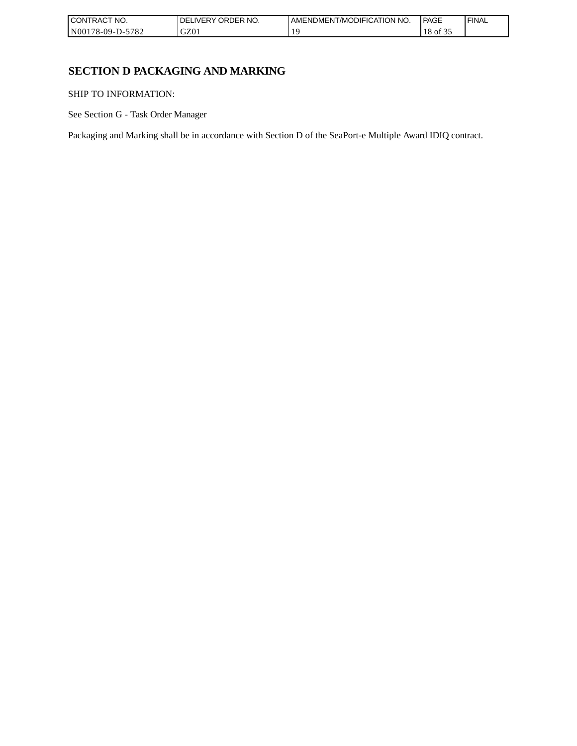# SECTION D PACKAGING AND MARKING

SHIP TO INFORMATION:

See Section G - Task Order Manager

Packaging and Marking shall be in accordance with Section D of the SeaPort-e Multiple Award IDIQ contract.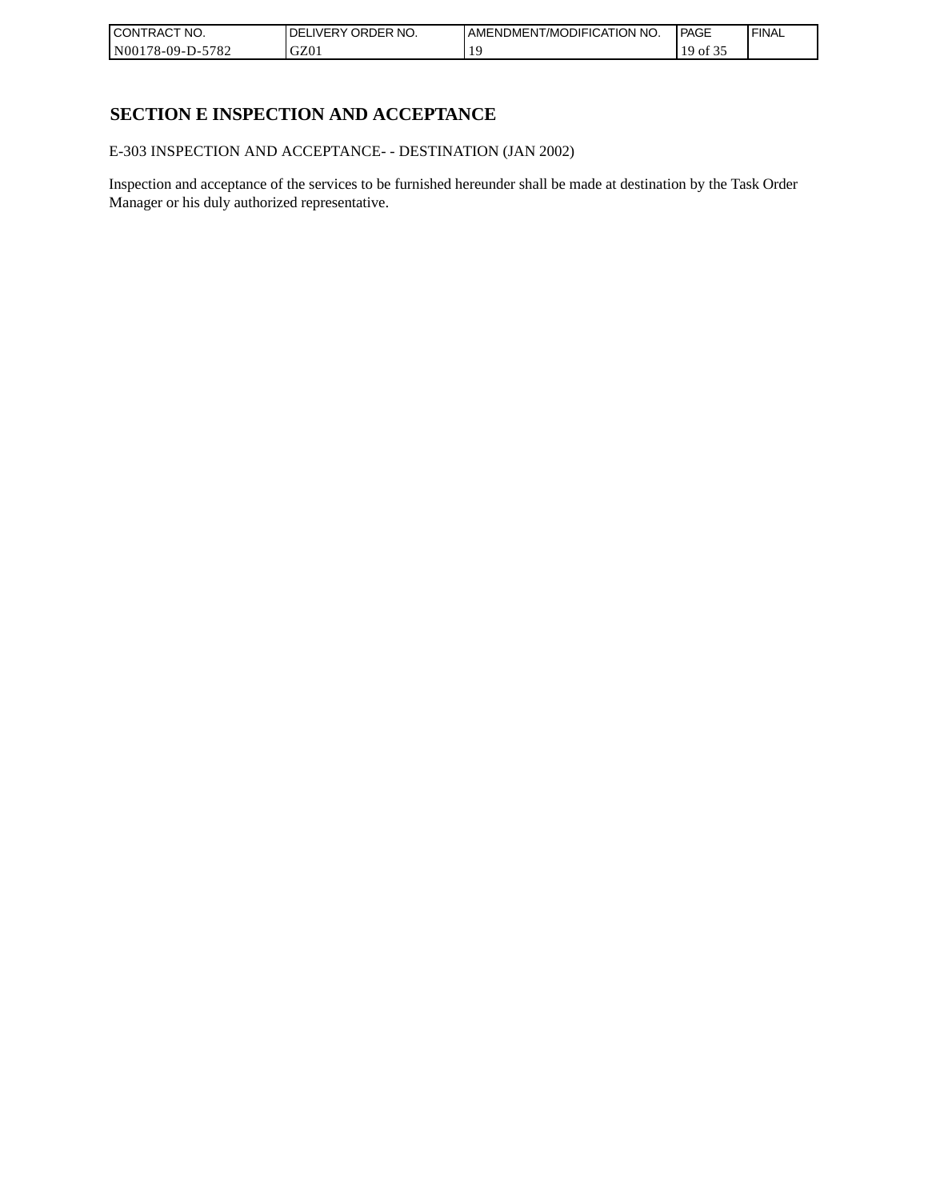## SECTION E INSPECTION AND ACCEPTANCE

E-303 INSPECTION AND ACCEPTANCE- - DESTINATION (JAN 2002)

Inspection and acceptance of the services to be furnished hereunder shall be made at destination by the Task Order Manager or his duly authorized representative.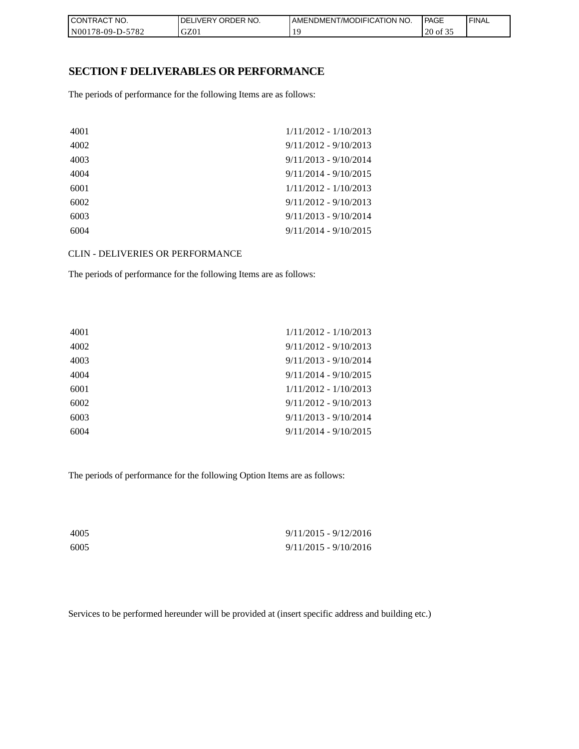## SECTION F DELIVERABLES OR PERFORMANCE

The periods of performance for the following Items are as follows:

| | |
|---|---|
| 4001 | 1/11/2012 - 1/10/2013 |
| 4002 | 9/11/2012 - 9/10/2013 |
| 4003 | 9/11/2013 - 9/10/2014 |
| 4004 | 9/11/2014 - 9/10/2015 |
| 6001 | 1/11/2012 - 1/10/2013 |
| 6002 | 9/11/2012 - 9/10/2013 |
| 6003 | 9/11/2013 - 9/10/2014 |
| 6004 | 9/11/2014 - 9/10/2015 |

CLIN - DELIVERIES OR PERFORMANCE

The periods of performance for the following Items are as follows:

| | |
|---|---|
| 4001 | 1/11/2012 - 1/10/2013 |
| 4002 | 9/11/2012 - 9/10/2013 |
| 4003 | 9/11/2013 - 9/10/2014 |
| 4004 | 9/11/2014 - 9/10/2015 |
| 6001 | 1/11/2012 - 1/10/2013 |
| 6002 | 9/11/2012 - 9/10/2013 |
| 6003 | 9/11/2013 - 9/10/2014 |
| 6004 | 9/11/2014 - 9/10/2015 |

The periods of performance for the following Option Items are as follows:

| | |
|---|---|
| 4005 | 9/11/2015 - 9/12/2016 |
| 6005 | 9/11/2015 - 9/10/2016 |

Services to be performed hereunder will be provided at (insert specific address and building etc.)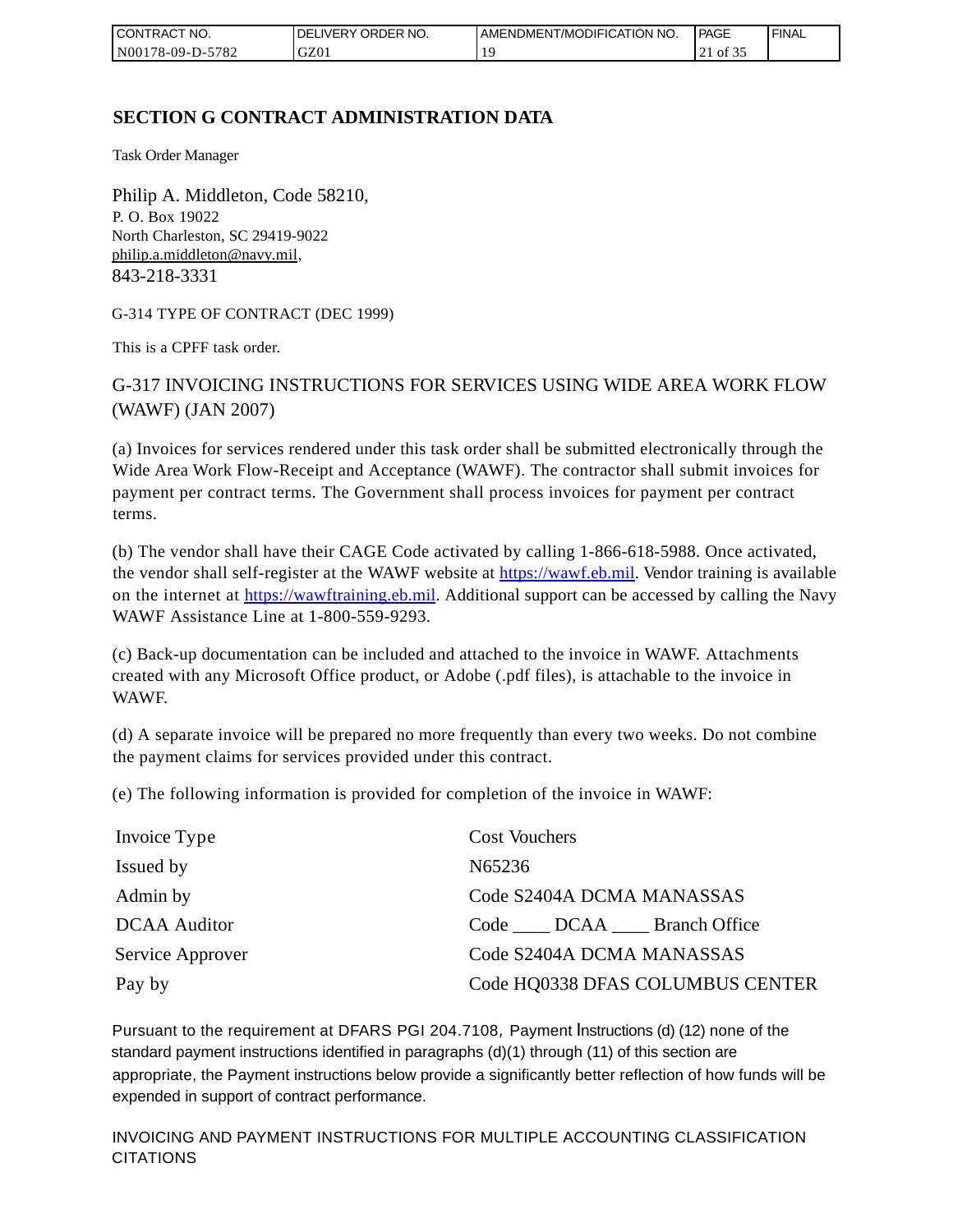## SECTION G CONTRACT ADMINISTRATION DATA

Task Order Manager

Philip A. Middleton, Code 58210,
P. O. Box 19022
North Charleston, SC 29419-9022
philip.a.middleton@navy.mil,
843-218-3331

G-314 TYPE OF CONTRACT (DEC 1999)

This is a CPFF task order.

G-317 INVOICING INSTRUCTIONS FOR SERVICES USING WIDE AREA WORK FLOW (WAWF) (JAN 2007)

(a) Invoices for services rendered under this task order shall be submitted electronically through the Wide Area Work Flow-Receipt and Acceptance (WAWF). The contractor shall submit invoices for payment per contract terms. The Government shall process invoices for payment per contract terms.

(b) The vendor shall have their CAGE Code activated by calling 1-866-618-5988. Once activated, the vendor shall self-register at the WAWF website at https://wawf.eb.mil. Vendor training is available on the internet at https://wawftraining.eb.mil. Additional support can be accessed by calling the Navy WAWF Assistance Line at 1-800-559-9293.

(c) Back-up documentation can be included and attached to the invoice in WAWF. Attachments created with any Microsoft Office product, or Adobe (.pdf files), is attachable to the invoice in WAWF.

(d) A separate invoice will be prepared no more frequently than every two weeks. Do not combine the payment claims for services provided under this contract.

(e) The following information is provided for completion of the invoice in WAWF:

| | |
|---|---|
| Invoice Type | Cost Vouchers |
| Issued by | N65236 |
| Admin by | Code S2404A DCMA MANASSAS |
| DCAA Auditor | Code ____ DCAA ____ Branch Office |
| Service Approver | Code S2404A DCMA MANASSAS |
| Pay by | Code HQ0338 DFAS COLUMBUS CENTER |

Pursuant to the requirement at DFARS PGI 204.7108, Payment Instructions (d) (12) none of the standard payment instructions identified in paragraphs (d)(1) through (11) of this section are appropriate, the Payment instructions below provide a significantly better reflection of how funds will be expended in support of contract performance.

INVOICING AND PAYMENT INSTRUCTIONS FOR MULTIPLE ACCOUNTING CLASSIFICATION CITATIONS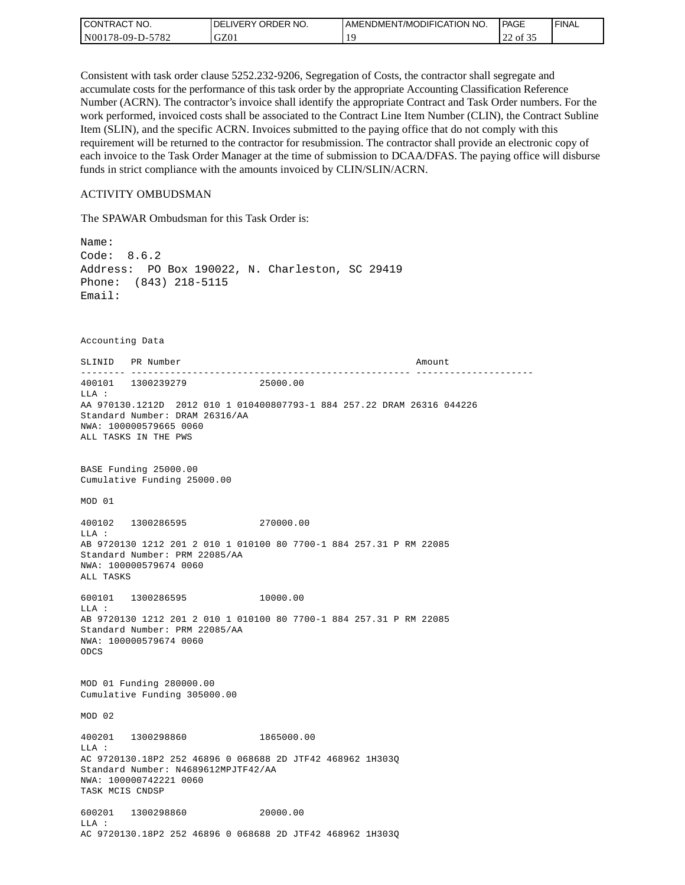Consistent with task order clause 5252.232-9206, Segregation of Costs, the contractor shall segregate and accumulate costs for the performance of this task order by the appropriate Accounting Classification Reference Number (ACRN). The contractor's invoice shall identify the appropriate Contract and Task Order numbers. For the work performed, invoiced costs shall be associated to the Contract Line Item Number (CLIN), the Contract Subline Item (SLIN), and the specific ACRN. Invoices submitted to the paying office that do not comply with this requirement will be returned to the contractor for resubmission. The contractor shall provide an electronic copy of each invoice to the Task Order Manager at the time of submission to DCAA/DFAS. The paying office will disburse funds in strict compliance with the amounts invoiced by CLIN/SLIN/ACRN.

ACTIVITY OMBUDSMAN

The SPAWAR Ombudsman for this Task Order is:

```
Name:
Code:  8.6.2
Address:  PO Box 190022, N. Charleston, SC 29419
Phone:  (843) 218-5115
Email:
```

```
Accounting Data

SLINID   PR Number                                          Amount
-------- -------------------------------------------------- ---------------------
400101   1300239279              25000.00
LLA :
AA 970130.1212D  2012 010 1 010400807793-1 884 257.22 DRAM 26316 044226
Standard Number: DRAM 26316/AA
NWA: 100000579665 0060
ALL TASKS IN THE PWS


BASE Funding 25000.00
Cumulative Funding 25000.00

MOD 01

400102   1300286595              270000.00
LLA :
AB 9720130 1212 201 2 010 1 010100 80 7700-1 884 257.31 P RM 22085
Standard Number: PRM 22085/AA
NWA: 100000579674 0060
ALL TASKS

600101   1300286595              10000.00
LLA :
AB 9720130 1212 201 2 010 1 010100 80 7700-1 884 257.31 P RM 22085
Standard Number: PRM 22085/AA
NWA: 100000579674 0060
ODCS


MOD 01 Funding 280000.00
Cumulative Funding 305000.00

MOD 02

400201   1300298860              1865000.00
LLA :
AC 9720130.18P2 252 46896 0 068688 2D JTF42 468962 1H303Q
Standard Number: N4689612MPJTF42/AA
NWA: 100000742221 0060
TASK MCIS CNDSP

600201   1300298860              20000.00
LLA :
AC 9720130.18P2 252 46896 0 068688 2D JTF42 468962 1H303Q
```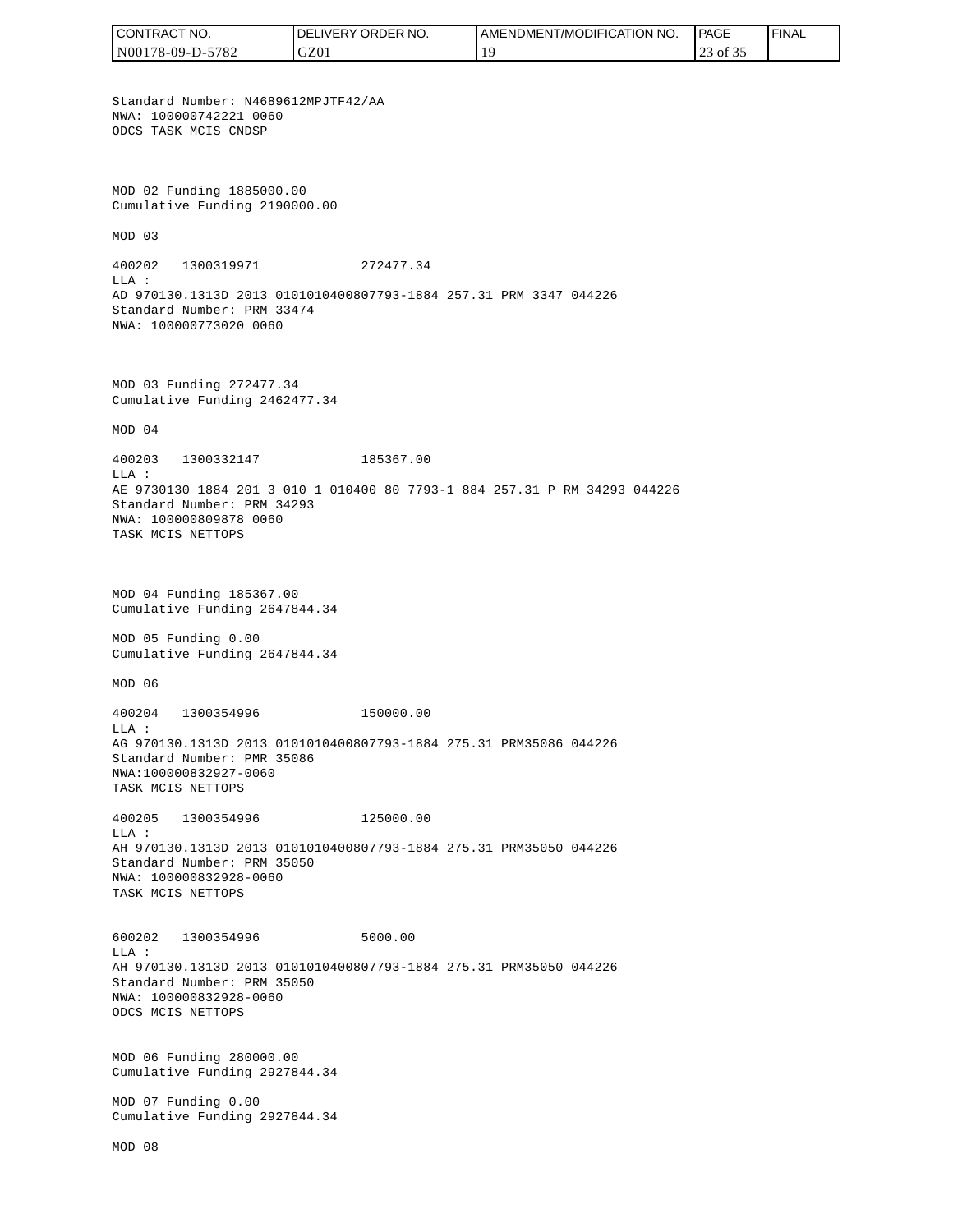Standard Number: N4689612MPJTF42/AA
NWA: 100000742221 0060
ODCS TASK MCIS CNDSP

MOD 02 Funding 1885000.00
Cumulative Funding 2190000.00

MOD 03

400202 1300319971 272477.34
LLA :
AD 970130.1313D 2013 0101010400807793-1884 257.31 PRM 3347 044226
Standard Number: PRM 33474
NWA: 100000773020 0060

MOD 03 Funding 272477.34
Cumulative Funding 2462477.34

MOD 04

400203 1300332147 185367.00
LLA :
AE 9730130 1884 201 3 010 1 010400 80 7793-1 884 257.31 P RM 34293 044226
Standard Number: PRM 34293
NWA: 100000809878 0060
TASK MCIS NETTOPS

MOD 04 Funding 185367.00
Cumulative Funding 2647844.34

MOD 05 Funding 0.00
Cumulative Funding 2647844.34

MOD 06

400204 1300354996 150000.00
LLA :
AG 970130.1313D 2013 0101010400807793-1884 275.31 PRM35086 044226
Standard Number: PMR 35086
NWA:100000832927-0060
TASK MCIS NETTOPS

400205 1300354996 125000.00
LLA :
AH 970130.1313D 2013 0101010400807793-1884 275.31 PRM35050 044226
Standard Number: PRM 35050
NWA: 100000832928-0060
TASK MCIS NETTOPS

600202 1300354996 5000.00
LLA :
AH 970130.1313D 2013 0101010400807793-1884 275.31 PRM35050 044226
Standard Number: PRM 35050
NWA: 100000832928-0060
ODCS MCIS NETTOPS

MOD 06 Funding 280000.00
Cumulative Funding 2927844.34

MOD 07 Funding 0.00
Cumulative Funding 2927844.34

MOD 08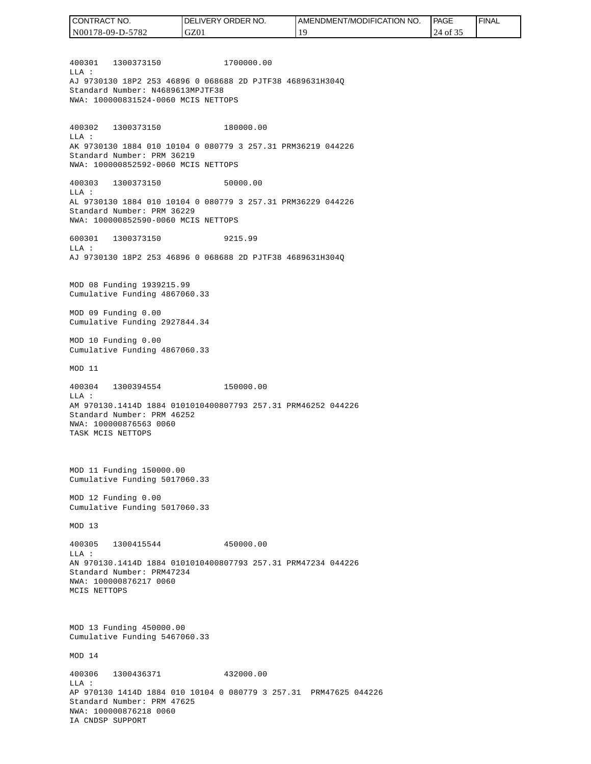400301 1300373150 1700000.00
LLA :
AJ 9730130 18P2 253 46896 0 068688 2D PJTF38 4689631H304Q
Standard Number: N4689613MPJTF38
NWA: 100000831524-0060 MCIS NETTOPS

400302 1300373150 180000.00
LLA :
AK 9730130 1884 010 10104 0 080779 3 257.31 PRM36219 044226
Standard Number: PRM 36219
NWA: 100000852592-0060 MCIS NETTOPS

400303 1300373150 50000.00
LLA :
AL 9730130 1884 010 10104 0 080779 3 257.31 PRM36229 044226
Standard Number: PRM 36229
NWA: 100000852590-0060 MCIS NETTOPS

600301 1300373150 9215.99
LLA :
AJ 9730130 18P2 253 46896 0 068688 2D PJTF38 4689631H304Q

MOD 08 Funding 1939215.99
Cumulative Funding 4867060.33

MOD 09 Funding 0.00
Cumulative Funding 2927844.34

MOD 10 Funding 0.00
Cumulative Funding 4867060.33

MOD 11

400304 1300394554 150000.00
LLA :
AM 970130.1414D 1884 0101010400807793 257.31 PRM46252 044226
Standard Number: PRM 46252
NWA: 100000876563 0060
TASK MCIS NETTOPS

MOD 11 Funding 150000.00
Cumulative Funding 5017060.33

MOD 12 Funding 0.00
Cumulative Funding 5017060.33

MOD 13

400305 1300415544 450000.00
LLA :
AN 970130.1414D 1884 0101010400807793 257.31 PRM47234 044226
Standard Number: PRM47234
NWA: 100000876217 0060
MCIS NETTOPS

MOD 13 Funding 450000.00
Cumulative Funding 5467060.33

MOD 14

400306 1300436371 432000.00
LLA :
AP 970130 1414D 1884 010 10104 0 080779 3 257.31 PRM47625 044226
Standard Number: PRM 47625
NWA: 100000876218 0060
IA CNDSP SUPPORT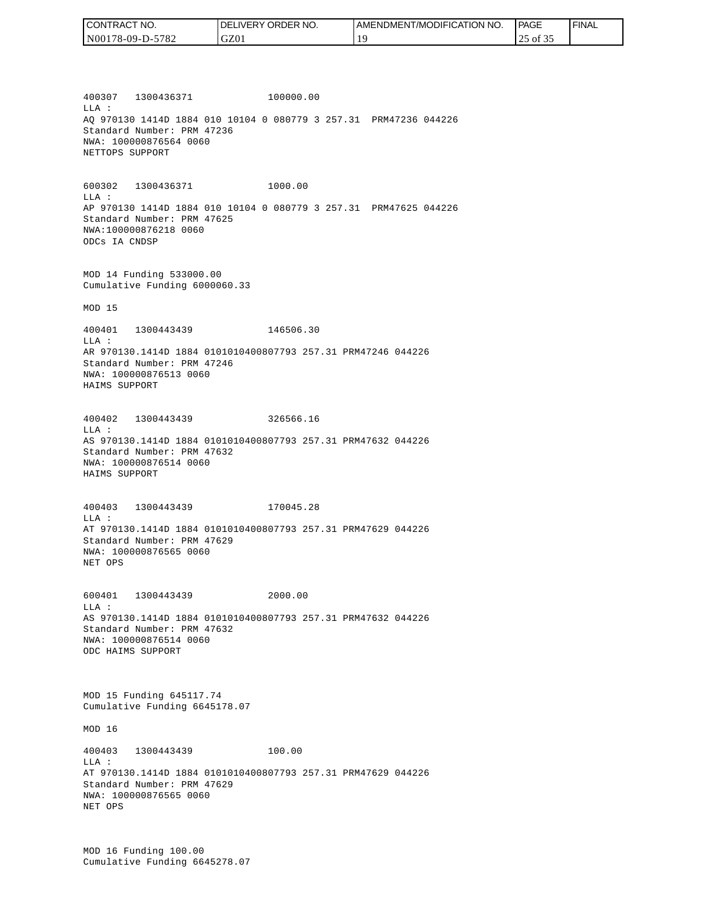400307 1300436371 100000.00
LLA :
AQ 970130 1414D 1884 010 10104 0 080779 3 257.31 PRM47236 044226
Standard Number: PRM 47236
NWA: 100000876564 0060
NETTOPS SUPPORT

600302 1300436371 1000.00
LLA :
AP 970130 1414D 1884 010 10104 0 080779 3 257.31 PRM47625 044226
Standard Number: PRM 47625
NWA:100000876218 0060
ODCs IA CNDSP

MOD 14 Funding 533000.00
Cumulative Funding 6000060.33

MOD 15

400401 1300443439 146506.30
LLA :
AR 970130.1414D 1884 0101010400807793 257.31 PRM47246 044226
Standard Number: PRM 47246
NWA: 100000876513 0060
HAIMS SUPPORT

400402 1300443439 326566.16
LLA :
AS 970130.1414D 1884 0101010400807793 257.31 PRM47632 044226
Standard Number: PRM 47632
NWA: 100000876514 0060
HAIMS SUPPORT

400403 1300443439 170045.28
LLA :
AT 970130.1414D 1884 0101010400807793 257.31 PRM47629 044226
Standard Number: PRM 47629
NWA: 100000876565 0060
NET OPS

600401 1300443439 2000.00
LLA :
AS 970130.1414D 1884 0101010400807793 257.31 PRM47632 044226
Standard Number: PRM 47632
NWA: 100000876514 0060
ODC HAIMS SUPPORT

MOD 15 Funding 645117.74
Cumulative Funding 6645178.07

MOD 16

400403 1300443439 100.00
LLA :
AT 970130.1414D 1884 0101010400807793 257.31 PRM47629 044226
Standard Number: PRM 47629
NWA: 100000876565 0060
NET OPS

MOD 16 Funding 100.00
Cumulative Funding 6645278.07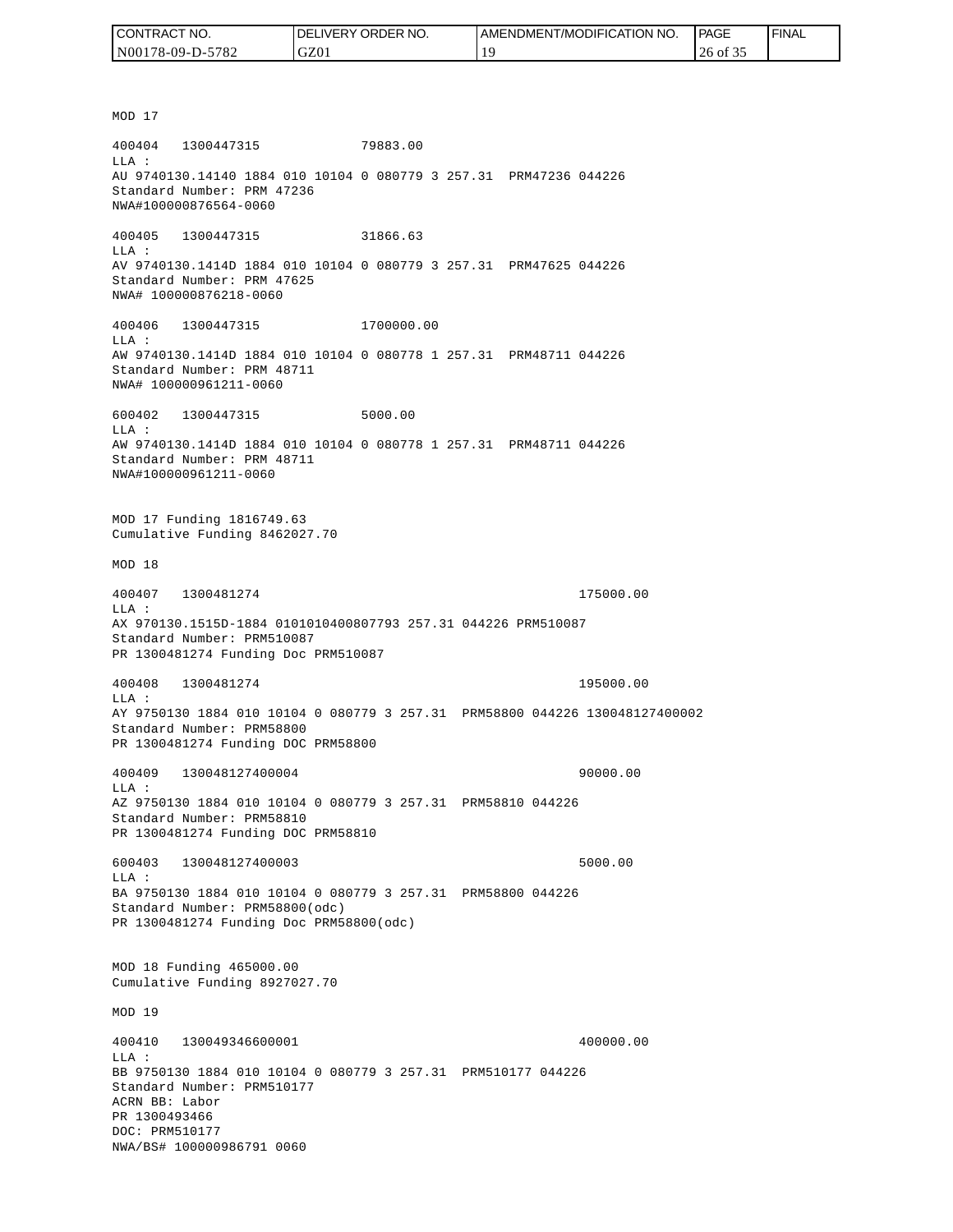MOD 17

400404   1300447315             79883.00
LLA :
AU 9740130.14140 1884 010 10104 0 080779 3 257.31  PRM47236 044226
Standard Number: PRM 47236
NWA#100000876564-0060

400405   1300447315             31866.63
LLA :
AV 9740130.1414D 1884 010 10104 0 080779 3 257.31  PRM47625 044226
Standard Number: PRM 47625
NWA# 100000876218-0060

400406   1300447315             1700000.00
LLA :
AW 9740130.1414D 1884 010 10104 0 080778 1 257.31  PRM48711 044226
Standard Number: PRM 48711
NWA# 100000961211-0060

600402   1300447315             5000.00
LLA :
AW 9740130.1414D 1884 010 10104 0 080778 1 257.31  PRM48711 044226
Standard Number: PRM 48711
NWA#100000961211-0060

MOD 17 Funding 1816749.63
Cumulative Funding 8462027.70

MOD 18

400407   1300481274                                    175000.00
LLA :
AX 970130.1515D-1884 0101010400807793 257.31 044226 PRM510087
Standard Number: PRM510087
PR 1300481274 Funding Doc PRM510087

400408   1300481274                                    195000.00
LLA :
AY 9750130 1884 010 10104 0 080779 3 257.31  PRM58800 044226 130048127400002
Standard Number: PRM58800
PR 1300481274 Funding DOC PRM58800

400409   130048127400004                               90000.00
LLA :
AZ 9750130 1884 010 10104 0 080779 3 257.31  PRM58810 044226
Standard Number: PRM58810
PR 1300481274 Funding DOC PRM58810

600403   130048127400003                               5000.00
LLA :
BA 9750130 1884 010 10104 0 080779 3 257.31  PRM58800 044226
Standard Number: PRM58800(odc)
PR 1300481274 Funding Doc PRM58800(odc)

MOD 18 Funding 465000.00
Cumulative Funding 8927027.70

MOD 19

400410   130049346600001                               400000.00
LLA :
BB 9750130 1884 010 10104 0 080779 3 257.31  PRM510177 044226
Standard Number: PRM510177
ACRN BB: Labor
PR 1300493466
DOC: PRM510177
NWA/BS# 100000986791 0060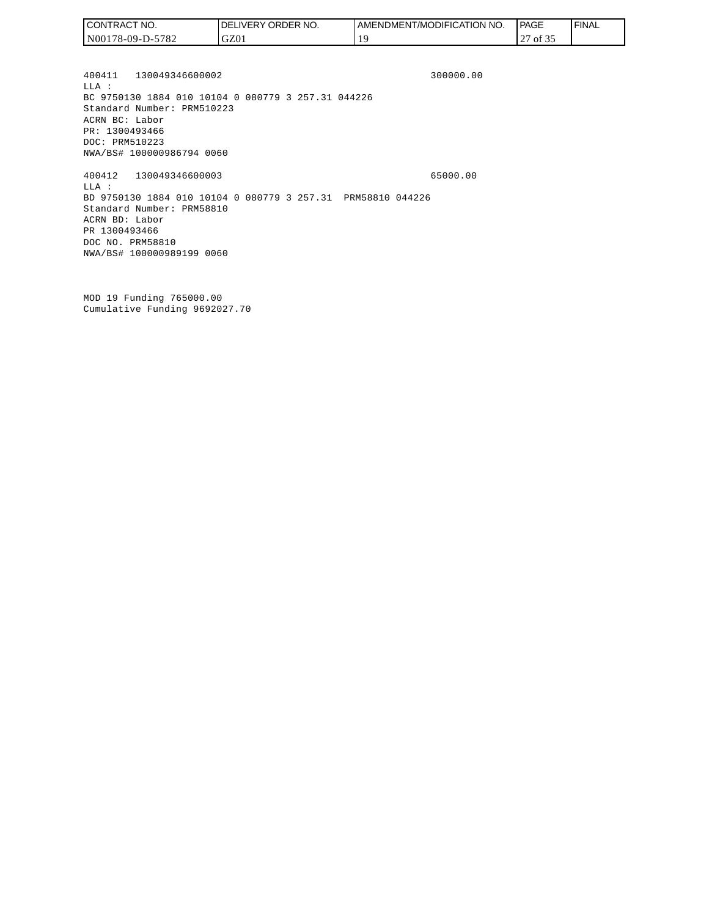| CONTRACT NO. | DELIVERY ORDER NO. | AMENDMENT/MODIFICATION NO. | PAGE | FINAL |
| --- | --- | --- | --- | --- |
| N00178-09-D-5782 | GZ01 | 19 | 27 of 35 | |

```
400411   130049346600002                                    300000.00
LLA :
BC 9750130 1884 010 10104 0 080779 3 257.31 044226
Standard Number: PRM510223
ACRN BC: Labor
PR: 1300493466
DOC: PRM510223
NWA/BS# 100000986794 0060

400412   130049346600003                                    65000.00
LLA :
BD 9750130 1884 010 10104 0 080779 3 257.31  PRM58810 044226
Standard Number: PRM58810
ACRN BD: Labor
PR 1300493466
DOC NO. PRM58810
NWA/BS# 100000989199 0060


MOD 19 Funding 765000.00
Cumulative Funding 9692027.70
```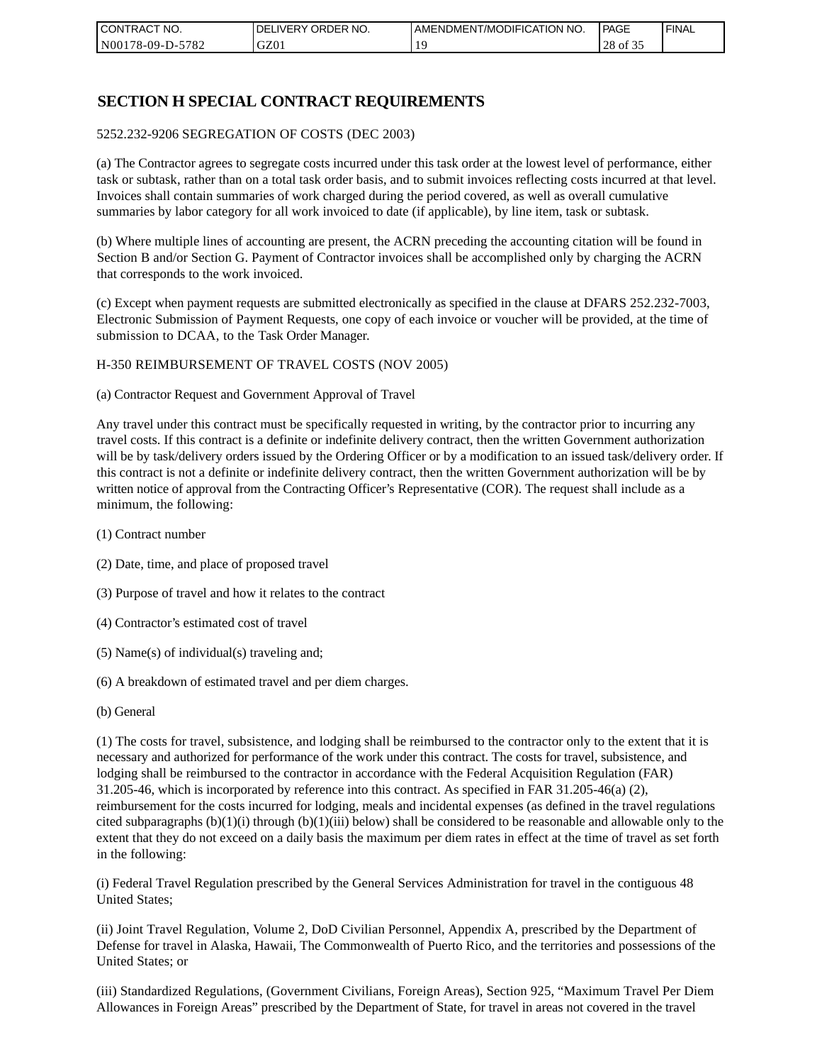## SECTION H SPECIAL CONTRACT REQUIREMENTS

5252.232-9206 SEGREGATION OF COSTS (DEC 2003)

(a) The Contractor agrees to segregate costs incurred under this task order at the lowest level of performance, either task or subtask, rather than on a total task order basis, and to submit invoices reflecting costs incurred at that level. Invoices shall contain summaries of work charged during the period covered, as well as overall cumulative summaries by labor category for all work invoiced to date (if applicable), by line item, task or subtask.

(b) Where multiple lines of accounting are present, the ACRN preceding the accounting citation will be found in Section B and/or Section G. Payment of Contractor invoices shall be accomplished only by charging the ACRN that corresponds to the work invoiced.

(c) Except when payment requests are submitted electronically as specified in the clause at DFARS 252.232-7003, Electronic Submission of Payment Requests, one copy of each invoice or voucher will be provided, at the time of submission to DCAA, to the Task Order Manager.

H-350 REIMBURSEMENT OF TRAVEL COSTS (NOV 2005)

(a) Contractor Request and Government Approval of Travel

Any travel under this contract must be specifically requested in writing, by the contractor prior to incurring any travel costs. If this contract is a definite or indefinite delivery contract, then the written Government authorization will be by task/delivery orders issued by the Ordering Officer or by a modification to an issued task/delivery order. If this contract is not a definite or indefinite delivery contract, then the written Government authorization will be by written notice of approval from the Contracting Officer's Representative (COR). The request shall include as a minimum, the following:

(1) Contract number

(2) Date, time, and place of proposed travel

(3) Purpose of travel and how it relates to the contract

(4) Contractor's estimated cost of travel

(5) Name(s) of individual(s) traveling and;

(6) A breakdown of estimated travel and per diem charges.

(b) General

(1) The costs for travel, subsistence, and lodging shall be reimbursed to the contractor only to the extent that it is necessary and authorized for performance of the work under this contract. The costs for travel, subsistence, and lodging shall be reimbursed to the contractor in accordance with the Federal Acquisition Regulation (FAR) 31.205-46, which is incorporated by reference into this contract. As specified in FAR 31.205-46(a) (2), reimbursement for the costs incurred for lodging, meals and incidental expenses (as defined in the travel regulations cited subparagraphs (b)(1)(i) through (b)(1)(iii) below) shall be considered to be reasonable and allowable only to the extent that they do not exceed on a daily basis the maximum per diem rates in effect at the time of travel as set forth in the following:

(i) Federal Travel Regulation prescribed by the General Services Administration for travel in the contiguous 48 United States;

(ii) Joint Travel Regulation, Volume 2, DoD Civilian Personnel, Appendix A, prescribed by the Department of Defense for travel in Alaska, Hawaii, The Commonwealth of Puerto Rico, and the territories and possessions of the United States; or

(iii) Standardized Regulations, (Government Civilians, Foreign Areas), Section 925, "Maximum Travel Per Diem Allowances in Foreign Areas" prescribed by the Department of State, for travel in areas not covered in the travel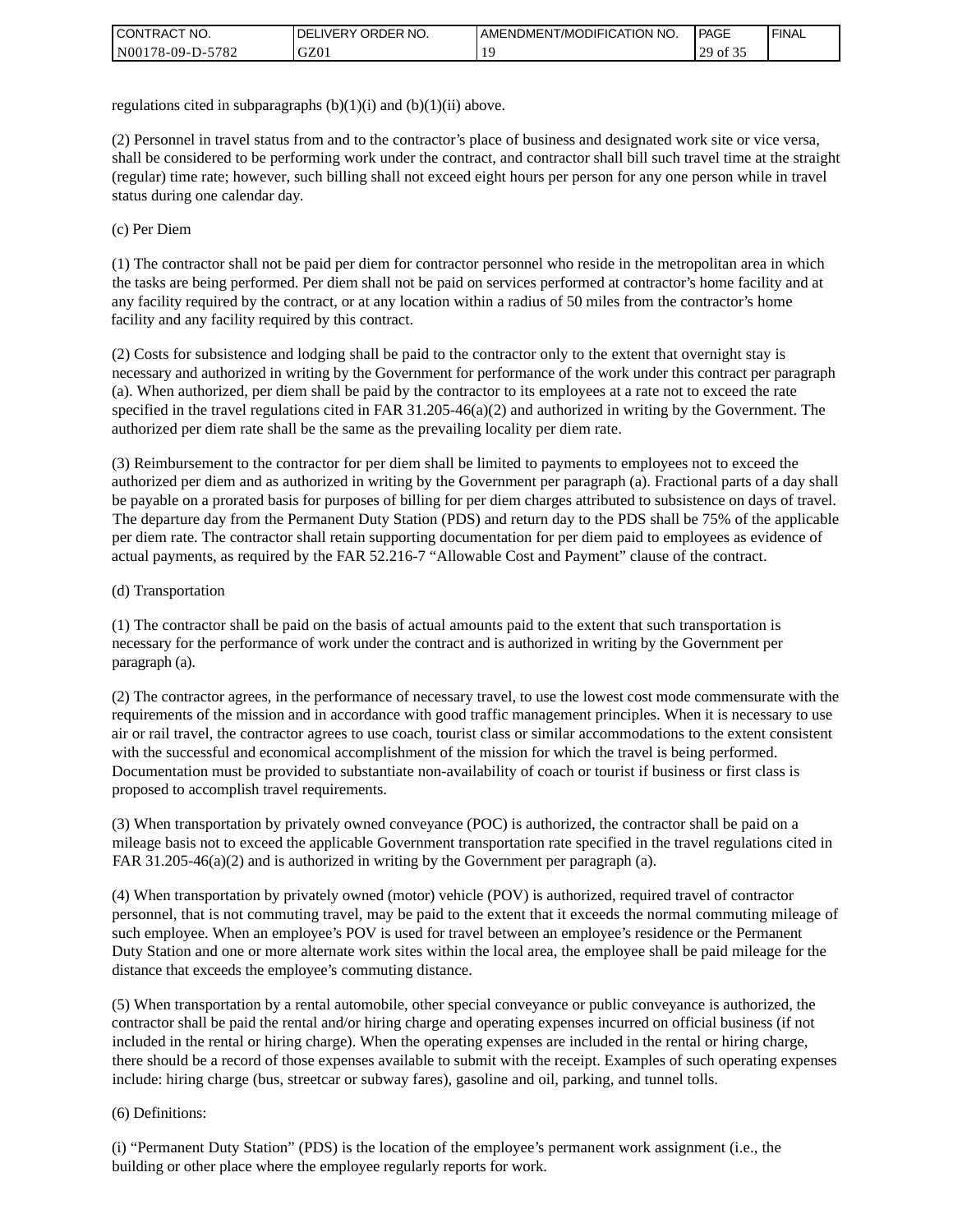regulations cited in subparagraphs (b)(1)(i) and (b)(1)(ii) above.

(2) Personnel in travel status from and to the contractor's place of business and designated work site or vice versa, shall be considered to be performing work under the contract, and contractor shall bill such travel time at the straight (regular) time rate; however, such billing shall not exceed eight hours per person for any one person while in travel status during one calendar day.

(c) Per Diem

(1) The contractor shall not be paid per diem for contractor personnel who reside in the metropolitan area in which the tasks are being performed. Per diem shall not be paid on services performed at contractor's home facility and at any facility required by the contract, or at any location within a radius of 50 miles from the contractor's home facility and any facility required by this contract.

(2) Costs for subsistence and lodging shall be paid to the contractor only to the extent that overnight stay is necessary and authorized in writing by the Government for performance of the work under this contract per paragraph (a). When authorized, per diem shall be paid by the contractor to its employees at a rate not to exceed the rate specified in the travel regulations cited in FAR 31.205-46(a)(2) and authorized in writing by the Government. The authorized per diem rate shall be the same as the prevailing locality per diem rate.

(3) Reimbursement to the contractor for per diem shall be limited to payments to employees not to exceed the authorized per diem and as authorized in writing by the Government per paragraph (a). Fractional parts of a day shall be payable on a prorated basis for purposes of billing for per diem charges attributed to subsistence on days of travel. The departure day from the Permanent Duty Station (PDS) and return day to the PDS shall be 75% of the applicable per diem rate. The contractor shall retain supporting documentation for per diem paid to employees as evidence of actual payments, as required by the FAR 52.216-7 "Allowable Cost and Payment" clause of the contract.

(d) Transportation

(1) The contractor shall be paid on the basis of actual amounts paid to the extent that such transportation is necessary for the performance of work under the contract and is authorized in writing by the Government per paragraph (a).

(2) The contractor agrees, in the performance of necessary travel, to use the lowest cost mode commensurate with the requirements of the mission and in accordance with good traffic management principles. When it is necessary to use air or rail travel, the contractor agrees to use coach, tourist class or similar accommodations to the extent consistent with the successful and economical accomplishment of the mission for which the travel is being performed. Documentation must be provided to substantiate non-availability of coach or tourist if business or first class is proposed to accomplish travel requirements.

(3) When transportation by privately owned conveyance (POC) is authorized, the contractor shall be paid on a mileage basis not to exceed the applicable Government transportation rate specified in the travel regulations cited in FAR 31.205-46(a)(2) and is authorized in writing by the Government per paragraph (a).

(4) When transportation by privately owned (motor) vehicle (POV) is authorized, required travel of contractor personnel, that is not commuting travel, may be paid to the extent that it exceeds the normal commuting mileage of such employee. When an employee's POV is used for travel between an employee's residence or the Permanent Duty Station and one or more alternate work sites within the local area, the employee shall be paid mileage for the distance that exceeds the employee's commuting distance.

(5) When transportation by a rental automobile, other special conveyance or public conveyance is authorized, the contractor shall be paid the rental and/or hiring charge and operating expenses incurred on official business (if not included in the rental or hiring charge). When the operating expenses are included in the rental or hiring charge, there should be a record of those expenses available to submit with the receipt. Examples of such operating expenses include: hiring charge (bus, streetcar or subway fares), gasoline and oil, parking, and tunnel tolls.

(6) Definitions:

(i) "Permanent Duty Station" (PDS) is the location of the employee's permanent work assignment (i.e., the building or other place where the employee regularly reports for work.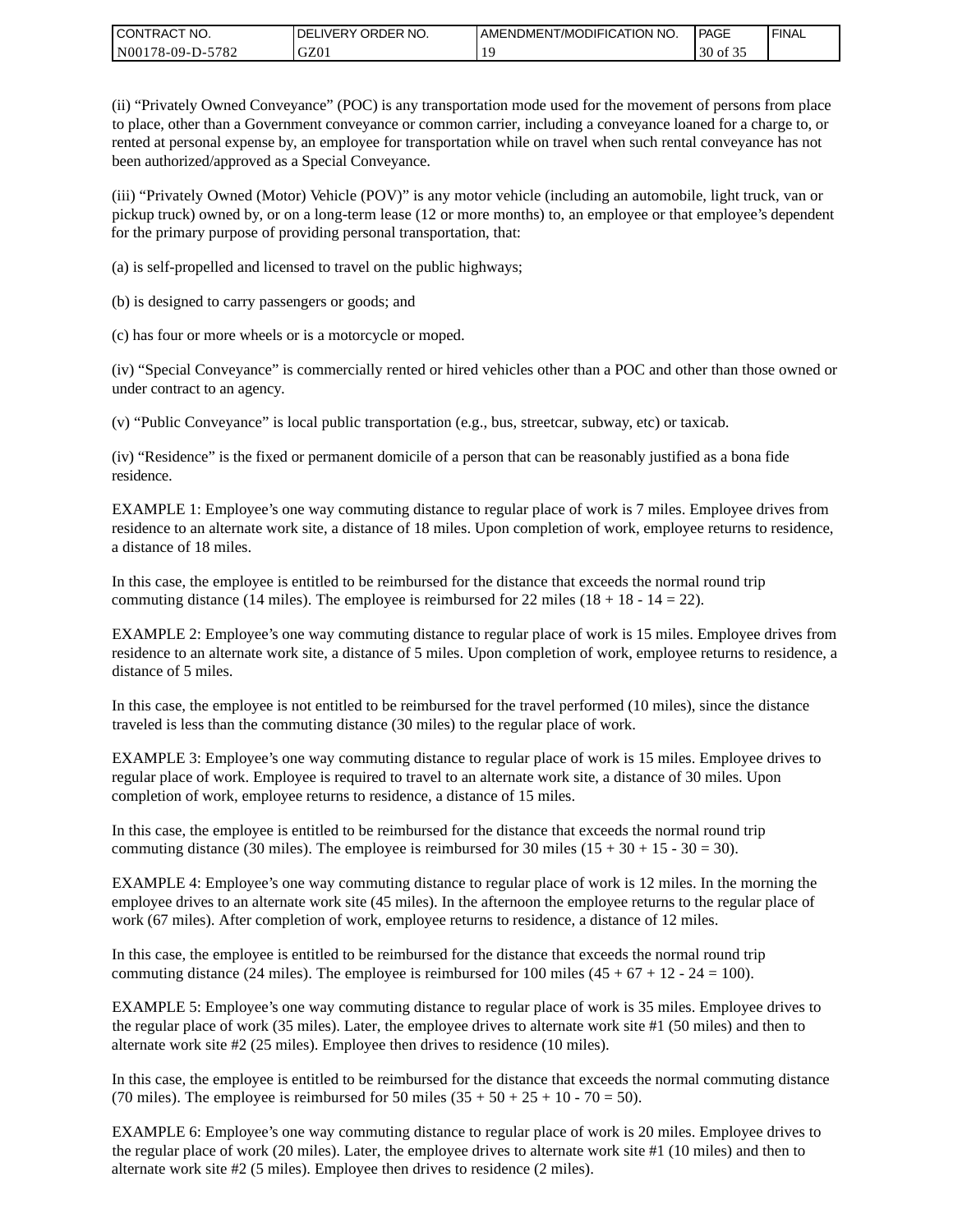(ii) “Privately Owned Conveyance” (POC) is any transportation mode used for the movement of persons from place to place, other than a Government conveyance or common carrier, including a conveyance loaned for a charge to, or rented at personal expense by, an employee for transportation while on travel when such rental conveyance has not been authorized/approved as a Special Conveyance.

(iii) “Privately Owned (Motor) Vehicle (POV)” is any motor vehicle (including an automobile, light truck, van or pickup truck) owned by, or on a long-term lease (12 or more months) to, an employee or that employee’s dependent for the primary purpose of providing personal transportation, that:

(a) is self-propelled and licensed to travel on the public highways;

(b) is designed to carry passengers or goods; and

(c) has four or more wheels or is a motorcycle or moped.

(iv) “Special Conveyance” is commercially rented or hired vehicles other than a POC and other than those owned or under contract to an agency.

(v) “Public Conveyance” is local public transportation (e.g., bus, streetcar, subway, etc) or taxicab.

(iv) “Residence” is the fixed or permanent domicile of a person that can be reasonably justified as a bona fide residence.

EXAMPLE 1: Employee’s one way commuting distance to regular place of work is 7 miles. Employee drives from residence to an alternate work site, a distance of 18 miles. Upon completion of work, employee returns to residence, a distance of 18 miles.

In this case, the employee is entitled to be reimbursed for the distance that exceeds the normal round trip commuting distance (14 miles). The employee is reimbursed for 22 miles (18 + 18 - 14 = 22).

EXAMPLE 2: Employee’s one way commuting distance to regular place of work is 15 miles. Employee drives from residence to an alternate work site, a distance of 5 miles. Upon completion of work, employee returns to residence, a distance of 5 miles.

In this case, the employee is not entitled to be reimbursed for the travel performed (10 miles), since the distance traveled is less than the commuting distance (30 miles) to the regular place of work.

EXAMPLE 3: Employee’s one way commuting distance to regular place of work is 15 miles. Employee drives to regular place of work. Employee is required to travel to an alternate work site, a distance of 30 miles. Upon completion of work, employee returns to residence, a distance of 15 miles.

In this case, the employee is entitled to be reimbursed for the distance that exceeds the normal round trip commuting distance (30 miles). The employee is reimbursed for 30 miles (15 + 30 + 15 - 30 = 30).

EXAMPLE 4: Employee’s one way commuting distance to regular place of work is 12 miles. In the morning the employee drives to an alternate work site (45 miles). In the afternoon the employee returns to the regular place of work (67 miles). After completion of work, employee returns to residence, a distance of 12 miles.

In this case, the employee is entitled to be reimbursed for the distance that exceeds the normal round trip commuting distance (24 miles). The employee is reimbursed for 100 miles (45 + 67 + 12 - 24 = 100).

EXAMPLE 5: Employee’s one way commuting distance to regular place of work is 35 miles. Employee drives to the regular place of work (35 miles). Later, the employee drives to alternate work site #1 (50 miles) and then to alternate work site #2 (25 miles). Employee then drives to residence (10 miles).

In this case, the employee is entitled to be reimbursed for the distance that exceeds the normal commuting distance (70 miles). The employee is reimbursed for 50 miles (35 + 50 + 25 + 10 - 70 = 50).

EXAMPLE 6: Employee’s one way commuting distance to regular place of work is 20 miles. Employee drives to the regular place of work (20 miles). Later, the employee drives to alternate work site #1 (10 miles) and then to alternate work site #2 (5 miles). Employee then drives to residence (2 miles).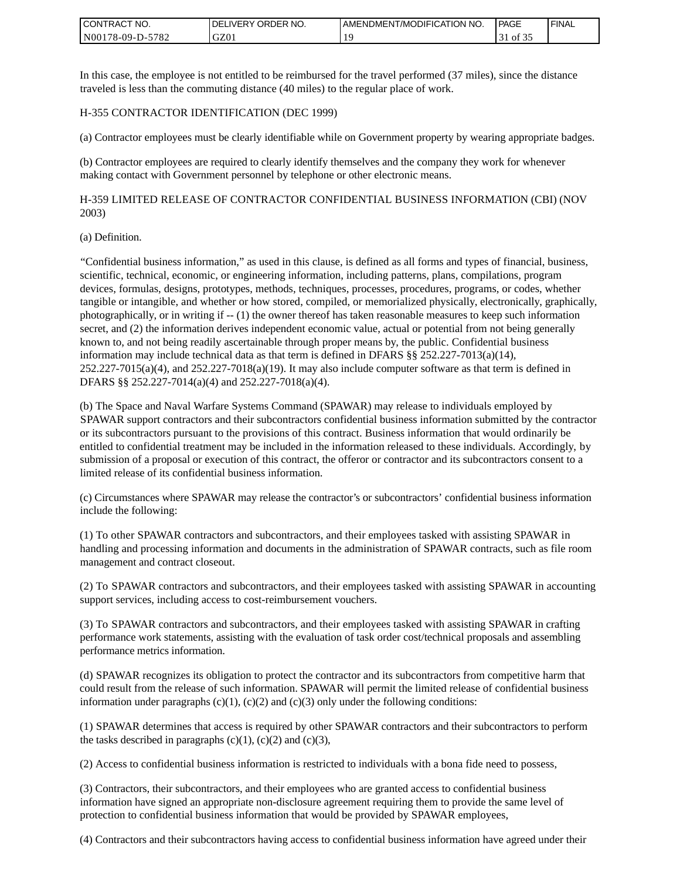In this case, the employee is not entitled to be reimbursed for the travel performed (37 miles), since the distance traveled is less than the commuting distance (40 miles) to the regular place of work.

H-355 CONTRACTOR IDENTIFICATION (DEC 1999)

(a) Contractor employees must be clearly identifiable while on Government property by wearing appropriate badges.

(b) Contractor employees are required to clearly identify themselves and the company they work for whenever making contact with Government personnel by telephone or other electronic means.

H-359 LIMITED RELEASE OF CONTRACTOR CONFIDENTIAL BUSINESS INFORMATION (CBI) (NOV 2003)

(a) Definition.

“Confidential business information,” as used in this clause, is defined as all forms and types of financial, business, scientific, technical, economic, or engineering information, including patterns, plans, compilations, program devices, formulas, designs, prototypes, methods, techniques, processes, procedures, programs, or codes, whether tangible or intangible, and whether or how stored, compiled, or memorialized physically, electronically, graphically, photographically, or in writing if -- (1) the owner thereof has taken reasonable measures to keep such information secret, and (2) the information derives independent economic value, actual or potential from not being generally known to, and not being readily ascertainable through proper means by, the public. Confidential business information may include technical data as that term is defined in DFARS §§ 252.227-7013(a)(14), 252.227-7015(a)(4), and 252.227-7018(a)(19). It may also include computer software as that term is defined in DFARS §§ 252.227-7014(a)(4) and 252.227-7018(a)(4).

(b) The Space and Naval Warfare Systems Command (SPAWAR) may release to individuals employed by SPAWAR support contractors and their subcontractors confidential business information submitted by the contractor or its subcontractors pursuant to the provisions of this contract. Business information that would ordinarily be entitled to confidential treatment may be included in the information released to these individuals. Accordingly, by submission of a proposal or execution of this contract, the offeror or contractor and its subcontractors consent to a limited release of its confidential business information.

(c) Circumstances where SPAWAR may release the contractor’s or subcontractors’ confidential business information include the following:

(1) To other SPAWAR contractors and subcontractors, and their employees tasked with assisting SPAWAR in handling and processing information and documents in the administration of SPAWAR contracts, such as file room management and contract closeout.

(2) To SPAWAR contractors and subcontractors, and their employees tasked with assisting SPAWAR in accounting support services, including access to cost-reimbursement vouchers.

(3) To SPAWAR contractors and subcontractors, and their employees tasked with assisting SPAWAR in crafting performance work statements, assisting with the evaluation of task order cost/technical proposals and assembling performance metrics information.

(d) SPAWAR recognizes its obligation to protect the contractor and its subcontractors from competitive harm that could result from the release of such information. SPAWAR will permit the limited release of confidential business information under paragraphs (c)(1), (c)(2) and (c)(3) only under the following conditions:

(1) SPAWAR determines that access is required by other SPAWAR contractors and their subcontractors to perform the tasks described in paragraphs (c)(1), (c)(2) and (c)(3),

(2) Access to confidential business information is restricted to individuals with a bona fide need to possess,

(3) Contractors, their subcontractors, and their employees who are granted access to confidential business information have signed an appropriate non-disclosure agreement requiring them to provide the same level of protection to confidential business information that would be provided by SPAWAR employees,

(4) Contractors and their subcontractors having access to confidential business information have agreed under their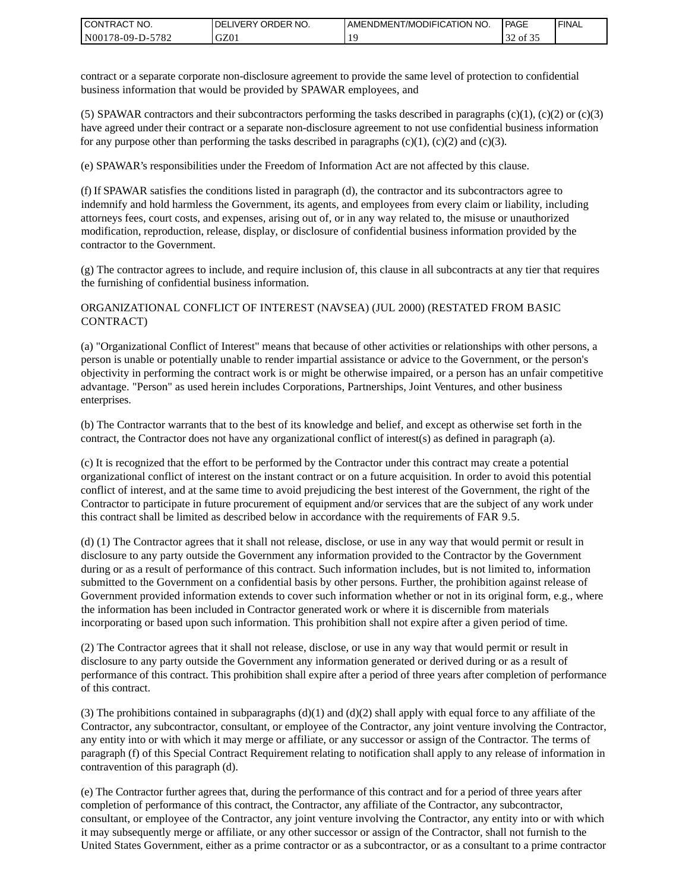contract or a separate corporate non-disclosure agreement to provide the same level of protection to confidential business information that would be provided by SPAWAR employees, and

(5) SPAWAR contractors and their subcontractors performing the tasks described in paragraphs (c)(1), (c)(2) or (c)(3) have agreed under their contract or a separate non-disclosure agreement to not use confidential business information for any purpose other than performing the tasks described in paragraphs (c)(1), (c)(2) and (c)(3).

(e) SPAWAR's responsibilities under the Freedom of Information Act are not affected by this clause.

(f) If SPAWAR satisfies the conditions listed in paragraph (d), the contractor and its subcontractors agree to indemnify and hold harmless the Government, its agents, and employees from every claim or liability, including attorneys fees, court costs, and expenses, arising out of, or in any way related to, the misuse or unauthorized modification, reproduction, release, display, or disclosure of confidential business information provided by the contractor to the Government.

(g) The contractor agrees to include, and require inclusion of, this clause in all subcontracts at any tier that requires the furnishing of confidential business information.

ORGANIZATIONAL CONFLICT OF INTEREST (NAVSEA) (JUL 2000) (RESTATED FROM BASIC CONTRACT)

(a) "Organizational Conflict of Interest" means that because of other activities or relationships with other persons, a person is unable or potentially unable to render impartial assistance or advice to the Government, or the person's objectivity in performing the contract work is or might be otherwise impaired, or a person has an unfair competitive advantage. "Person" as used herein includes Corporations, Partnerships, Joint Ventures, and other business enterprises.

(b) The Contractor warrants that to the best of its knowledge and belief, and except as otherwise set forth in the contract, the Contractor does not have any organizational conflict of interest(s) as defined in paragraph (a).

(c) It is recognized that the effort to be performed by the Contractor under this contract may create a potential organizational conflict of interest on the instant contract or on a future acquisition. In order to avoid this potential conflict of interest, and at the same time to avoid prejudicing the best interest of the Government, the right of the Contractor to participate in future procurement of equipment and/or services that are the subject of any work under this contract shall be limited as described below in accordance with the requirements of FAR 9.5.

(d) (1) The Contractor agrees that it shall not release, disclose, or use in any way that would permit or result in disclosure to any party outside the Government any information provided to the Contractor by the Government during or as a result of performance of this contract. Such information includes, but is not limited to, information submitted to the Government on a confidential basis by other persons. Further, the prohibition against release of Government provided information extends to cover such information whether or not in its original form, e.g., where the information has been included in Contractor generated work or where it is discernible from materials incorporating or based upon such information. This prohibition shall not expire after a given period of time.

(2) The Contractor agrees that it shall not release, disclose, or use in any way that would permit or result in disclosure to any party outside the Government any information generated or derived during or as a result of performance of this contract. This prohibition shall expire after a period of three years after completion of performance of this contract.

(3) The prohibitions contained in subparagraphs (d)(1) and (d)(2) shall apply with equal force to any affiliate of the Contractor, any subcontractor, consultant, or employee of the Contractor, any joint venture involving the Contractor, any entity into or with which it may merge or affiliate, or any successor or assign of the Contractor. The terms of paragraph (f) of this Special Contract Requirement relating to notification shall apply to any release of information in contravention of this paragraph (d).

(e) The Contractor further agrees that, during the performance of this contract and for a period of three years after completion of performance of this contract, the Contractor, any affiliate of the Contractor, any subcontractor, consultant, or employee of the Contractor, any joint venture involving the Contractor, any entity into or with which it may subsequently merge or affiliate, or any other successor or assign of the Contractor, shall not furnish to the United States Government, either as a prime contractor or as a subcontractor, or as a consultant to a prime contractor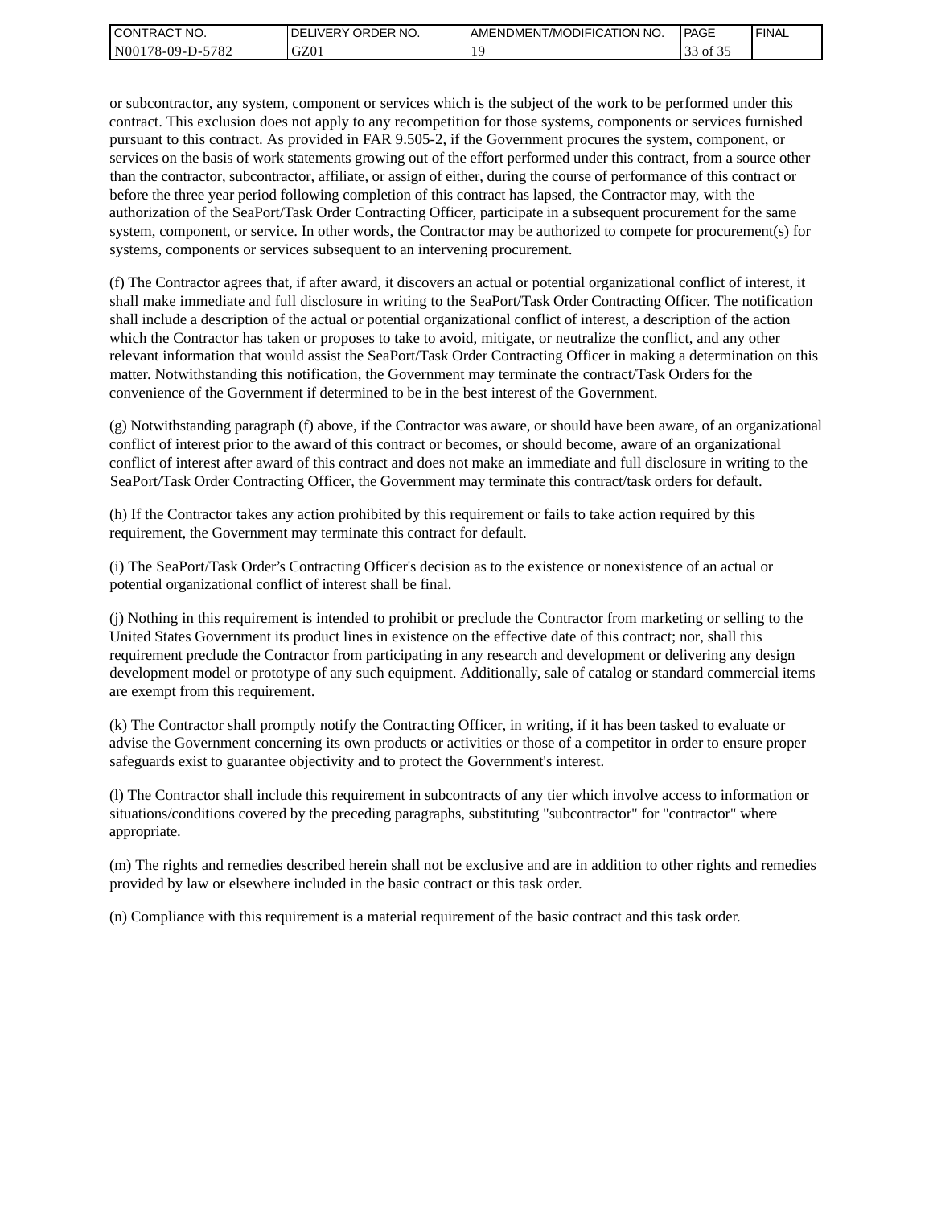or subcontractor, any system, component or services which is the subject of the work to be performed under this contract. This exclusion does not apply to any recompetition for those systems, components or services furnished pursuant to this contract. As provided in FAR 9.505-2, if the Government procures the system, component, or services on the basis of work statements growing out of the effort performed under this contract, from a source other than the contractor, subcontractor, affiliate, or assign of either, during the course of performance of this contract or before the three year period following completion of this contract has lapsed, the Contractor may, with the authorization of the SeaPort/Task Order Contracting Officer, participate in a subsequent procurement for the same system, component, or service. In other words, the Contractor may be authorized to compete for procurement(s) for systems, components or services subsequent to an intervening procurement.

(f) The Contractor agrees that, if after award, it discovers an actual or potential organizational conflict of interest, it shall make immediate and full disclosure in writing to the SeaPort/Task Order Contracting Officer. The notification shall include a description of the actual or potential organizational conflict of interest, a description of the action which the Contractor has taken or proposes to take to avoid, mitigate, or neutralize the conflict, and any other relevant information that would assist the SeaPort/Task Order Contracting Officer in making a determination on this matter. Notwithstanding this notification, the Government may terminate the contract/Task Orders for the convenience of the Government if determined to be in the best interest of the Government.

(g) Notwithstanding paragraph (f) above, if the Contractor was aware, or should have been aware, of an organizational conflict of interest prior to the award of this contract or becomes, or should become, aware of an organizational conflict of interest after award of this contract and does not make an immediate and full disclosure in writing to the SeaPort/Task Order Contracting Officer, the Government may terminate this contract/task orders for default.

(h) If the Contractor takes any action prohibited by this requirement or fails to take action required by this requirement, the Government may terminate this contract for default.

(i) The SeaPort/Task Order's Contracting Officer's decision as to the existence or nonexistence of an actual or potential organizational conflict of interest shall be final.

(j) Nothing in this requirement is intended to prohibit or preclude the Contractor from marketing or selling to the United States Government its product lines in existence on the effective date of this contract; nor, shall this requirement preclude the Contractor from participating in any research and development or delivering any design development model or prototype of any such equipment. Additionally, sale of catalog or standard commercial items are exempt from this requirement.

(k) The Contractor shall promptly notify the Contracting Officer, in writing, if it has been tasked to evaluate or advise the Government concerning its own products or activities or those of a competitor in order to ensure proper safeguards exist to guarantee objectivity and to protect the Government's interest.

(l) The Contractor shall include this requirement in subcontracts of any tier which involve access to information or situations/conditions covered by the preceding paragraphs, substituting "subcontractor" for "contractor" where appropriate.

(m) The rights and remedies described herein shall not be exclusive and are in addition to other rights and remedies provided by law or elsewhere included in the basic contract or this task order.

(n) Compliance with this requirement is a material requirement of the basic contract and this task order.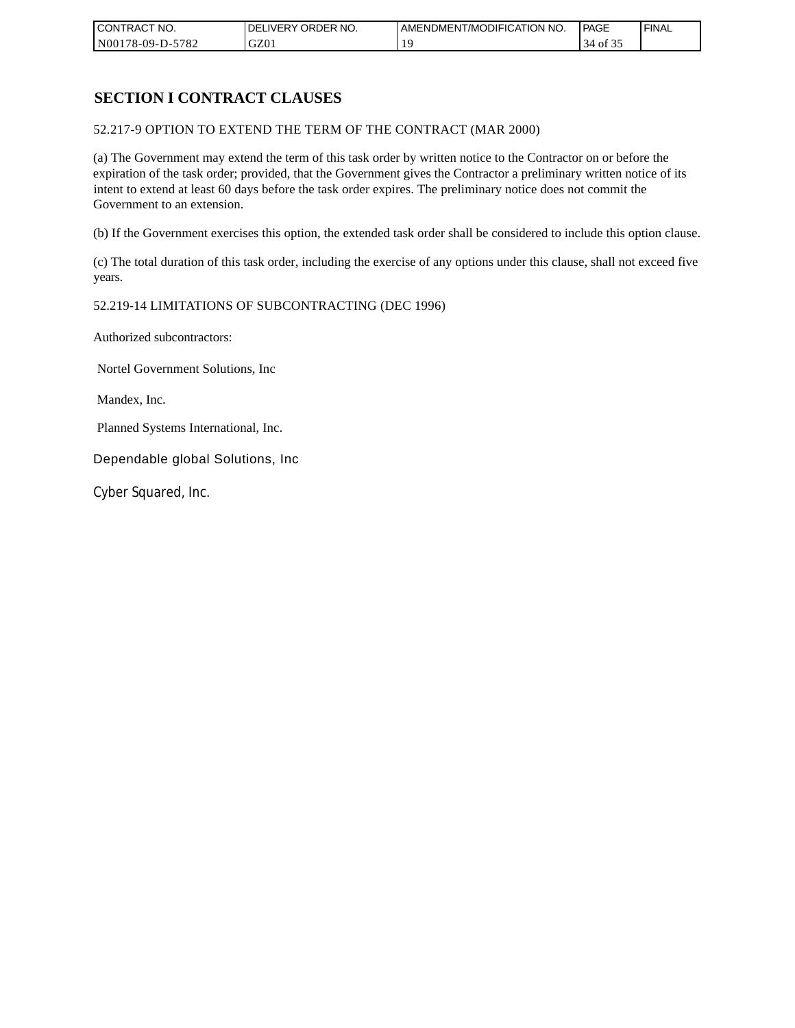## SECTION I CONTRACT CLAUSES

52.217-9 OPTION TO EXTEND THE TERM OF THE CONTRACT (MAR 2000)

(a) The Government may extend the term of this task order by written notice to the Contractor on or before the expiration of the task order; provided, that the Government gives the Contractor a preliminary written notice of its intent to extend at least 60 days before the task order expires. The preliminary notice does not commit the Government to an extension.

(b) If the Government exercises this option, the extended task order shall be considered to include this option clause.

(c) The total duration of this task order, including the exercise of any options under this clause, shall not exceed five years.

52.219-14 LIMITATIONS OF SUBCONTRACTING (DEC 1996)

Authorized subcontractors:

Nortel Government Solutions, Inc

Mandex, Inc.

Planned Systems International, Inc.

Dependable global Solutions, Inc

Cyber Squared, Inc.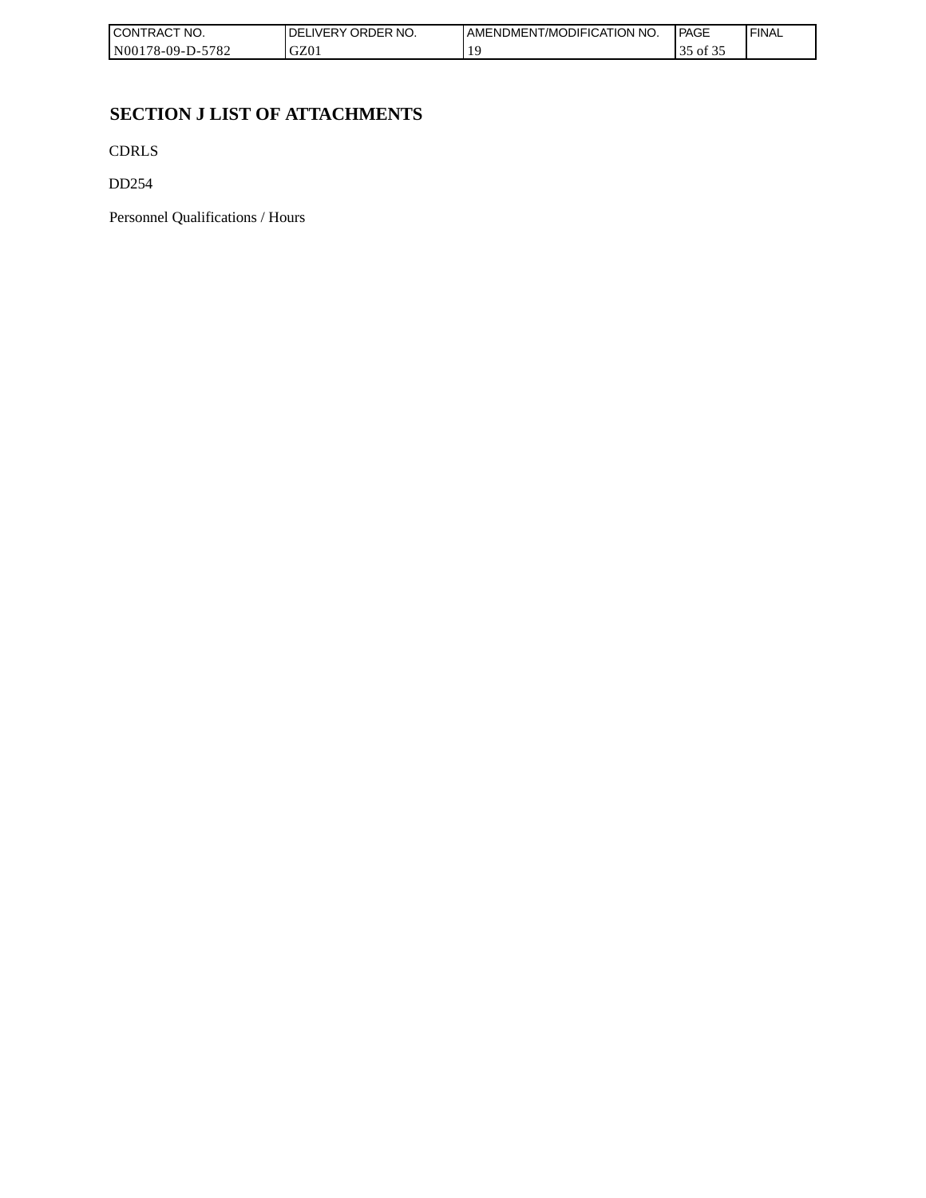## SECTION J LIST OF ATTACHMENTS

CDRLS

DD254

Personnel Qualifications / Hours